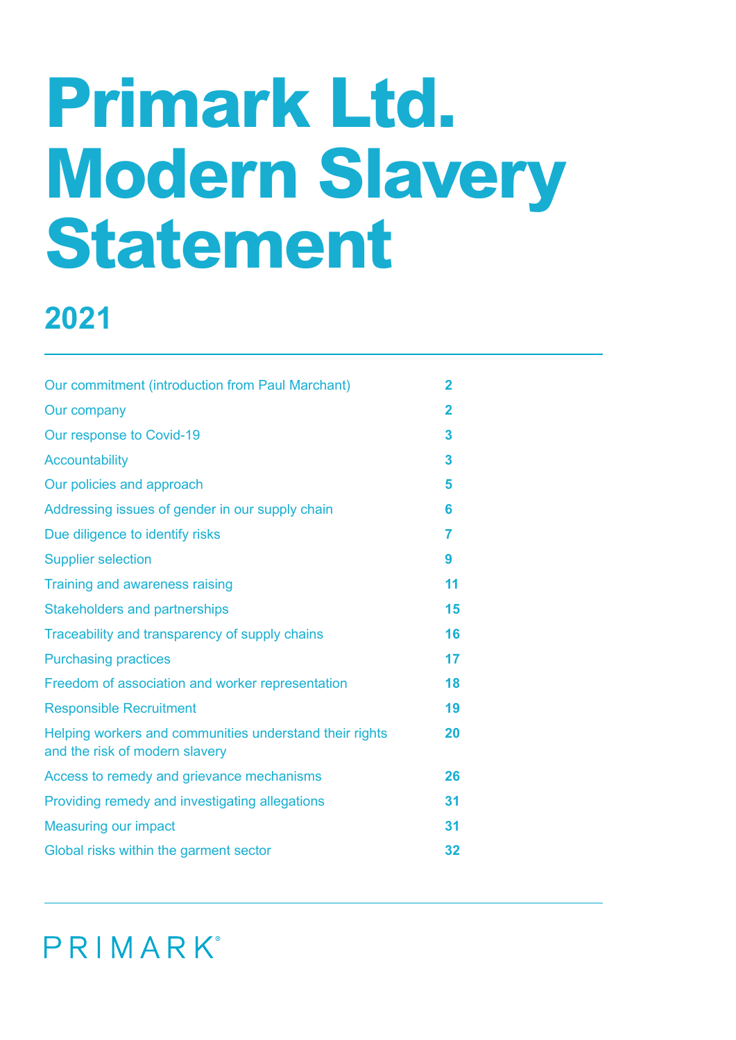# Primark Ltd. Modern Slavery Statement

## 2021

| | |
|---|---|
| Our commitment (introduction from Paul Marchant) | **2** |
| Our company | **2** |
| Our response to Covid-19 | **3** |
| Accountability | **3** |
| Our policies and approach | **5** |
| Addressing issues of gender in our supply chain | **6** |
| Due diligence to identify risks | **7** |
| Supplier selection | **9** |
| Training and awareness raising | **11** |
| Stakeholders and partnerships | **15** |
| Traceability and transparency of supply chains | **16** |
| Purchasing practices | **17** |
| Freedom of association and worker representation | **18** |
| Responsible Recruitment | **19** |
| Helping workers and communities understand their rights and the risk of modern slavery | **20** |
| Access to remedy and grievance mechanisms | **26** |
| Providing remedy and investigating allegations | **31** |
| Measuring our impact | **31** |
| Global risks within the garment sector | **32** |

PRIMARK®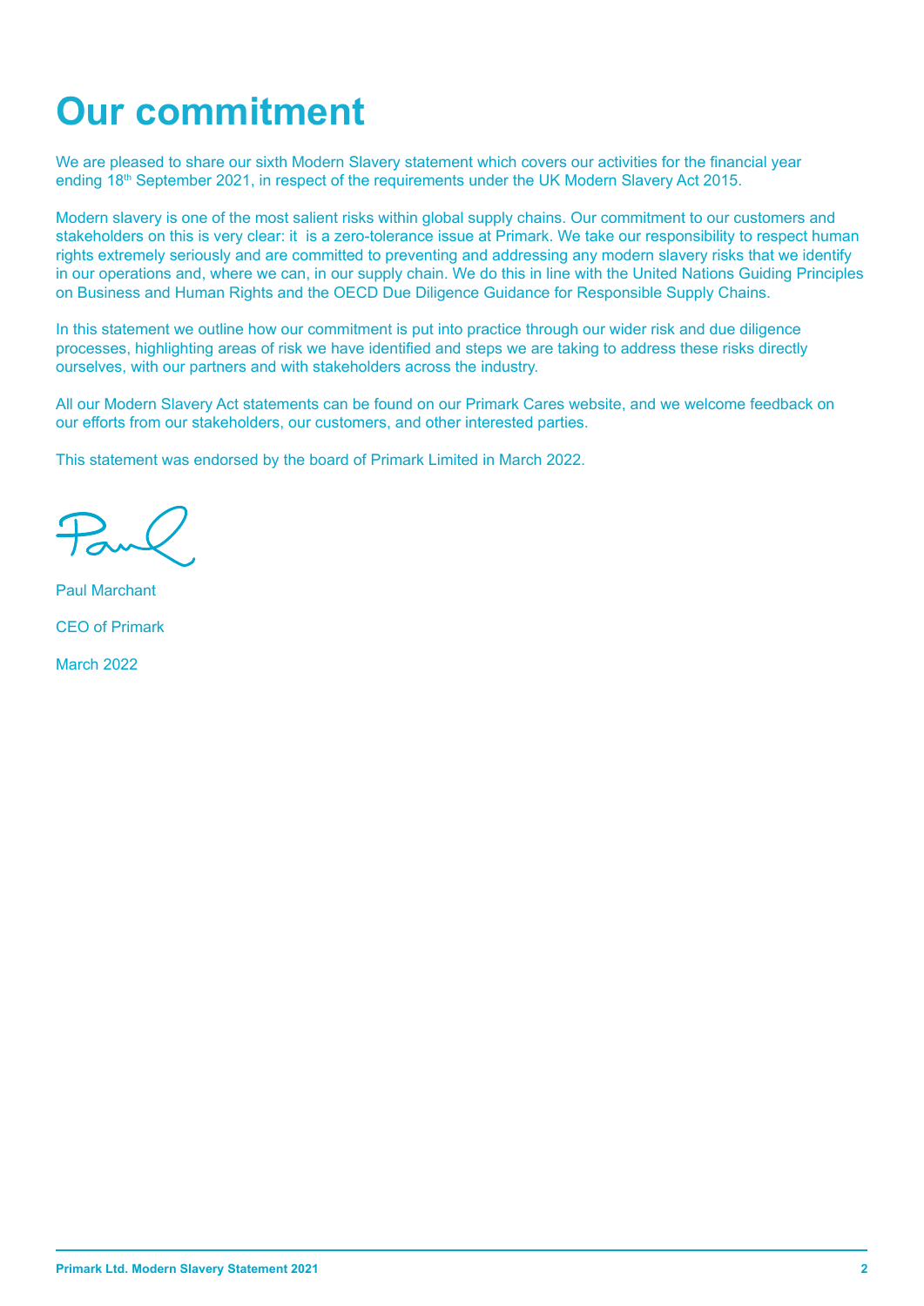# Our commitment

We are pleased to share our sixth Modern Slavery statement which covers our activities for the financial year ending 18th September 2021, in respect of the requirements under the UK Modern Slavery Act 2015.

Modern slavery is one of the most salient risks within global supply chains. Our commitment to our customers and stakeholders on this is very clear: it is a zero-tolerance issue at Primark. We take our responsibility to respect human rights extremely seriously and are committed to preventing and addressing any modern slavery risks that we identify in our operations and, where we can, in our supply chain. We do this in line with the United Nations Guiding Principles on Business and Human Rights and the OECD Due Diligence Guidance for Responsible Supply Chains.

In this statement we outline how our commitment is put into practice through our wider risk and due diligence processes, highlighting areas of risk we have identified and steps we are taking to address these risks directly ourselves, with our partners and with stakeholders across the industry.

All our Modern Slavery Act statements can be found on our Primark Cares website, and we welcome feedback on our efforts from our stakeholders, our customers, and other interested parties.

This statement was endorsed by the board of Primark Limited in March 2022.

Paul

Paul Marchant

CEO of Primark

March 2022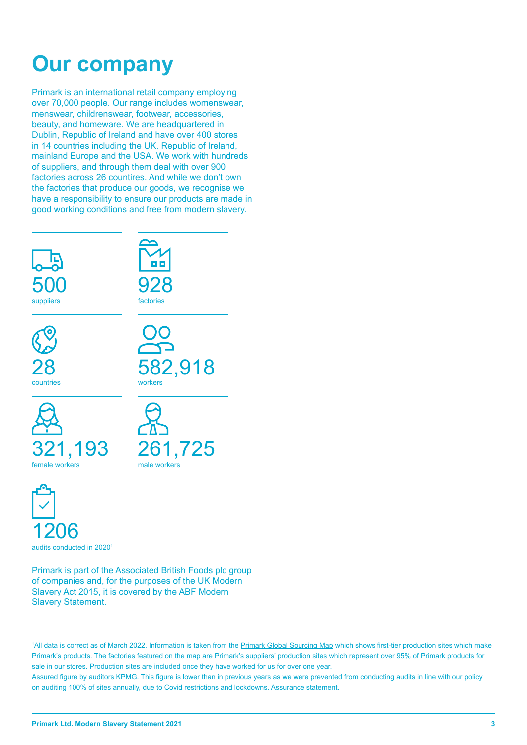# Our company

Primark is an international retail company employing over 70,000 people. Our range includes womenswear, menswear, childrenswear, footwear, accessories, beauty, and homeware. We are headquartered in Dublin, Republic of Ireland and have over 400 stores in 14 countries including the UK, Republic of Ireland, mainland Europe and the USA. We work with hundreds of suppliers, and through them deal with over 900 factories across 26 countires. And while we don't own the factories that produce our goods, we recognise we have a responsibility to ensure our products are made in good working conditions and free from modern slavery.

500
suppliers

928
factories

28
countries

582,918
workers

321,193
female workers

261,725
male workers

1206
audits conducted in 2020[1]

Primark is part of the Associated British Foods plc group of companies and, for the purposes of the UK Modern Slavery Act 2015, it is covered by the ABF Modern Slavery Statement.

---

[1]All data is correct as of March 2022. Information is taken from the Primark Global Sourcing Map which shows first-tier production sites which make Primark's products. The factories featured on the map are Primark's suppliers' production sites which represent over 95% of Primark products for sale in our stores. Production sites are included once they have worked for us for over one year.

Assured figure by auditors KPMG. This figure is lower than in previous years as we were prevented from conducting audits in line with our policy on auditing 100% of sites annually, due to Covid restrictions and lockdowns. Assurance statement.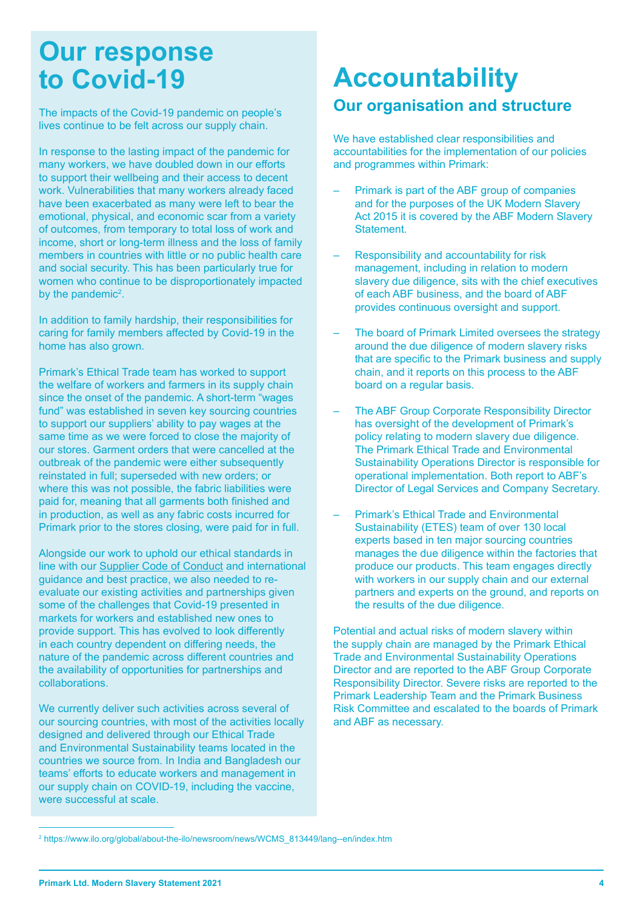# Our response to Covid-19

The impacts of the Covid-19 pandemic on people's lives continue to be felt across our supply chain.

In response to the lasting impact of the pandemic for many workers, we have doubled down in our efforts to support their wellbeing and their access to decent work. Vulnerabilities that many workers already faced have been exacerbated as many were left to bear the emotional, physical, and economic scar from a variety of outcomes, from temporary to total loss of work and income, short or long-term illness and the loss of family members in countries with little or no public health care and social security. This has been particularly true for women who continue to be disproportionately impacted by the pandemic[2].

In addition to family hardship, their responsibilities for caring for family members affected by Covid-19 in the home has also grown.

Primark's Ethical Trade team has worked to support the welfare of workers and farmers in its supply chain since the onset of the pandemic. A short-term "wages fund" was established in seven key sourcing countries to support our suppliers' ability to pay wages at the same time as we were forced to close the majority of our stores. Garment orders that were cancelled at the outbreak of the pandemic were either subsequently reinstated in full; superseded with new orders; or where this was not possible, the fabric liabilities were paid for, meaning that all garments both finished and in production, as well as any fabric costs incurred for Primark prior to the stores closing, were paid for in full.

Alongside our work to uphold our ethical standards in line with our Supplier Code of Conduct and international guidance and best practice, we also needed to re-evaluate our existing activities and partnerships given some of the challenges that Covid-19 presented in markets for workers and established new ones to provide support. This has evolved to look differently in each country dependent on differing needs, the nature of the pandemic across different countries and the availability of opportunities for partnerships and collaborations.

We currently deliver such activities across several of our sourcing countries, with most of the activities locally designed and delivered through our Ethical Trade and Environmental Sustainability teams located in the countries we source from. In India and Bangladesh our teams' efforts to educate workers and management in our supply chain on COVID-19, including the vaccine, were successful at scale.

# Accountability

## Our organisation and structure

We have established clear responsibilities and accountabilities for the implementation of our policies and programmes within Primark:

- Primark is part of the ABF group of companies and for the purposes of the UK Modern Slavery Act 2015 it is covered by the ABF Modern Slavery Statement.
- Responsibility and accountability for risk management, including in relation to modern slavery due diligence, sits with the chief executives of each ABF business, and the board of ABF provides continuous oversight and support.
- The board of Primark Limited oversees the strategy around the due diligence of modern slavery risks that are specific to the Primark business and supply chain, and it reports on this process to the ABF board on a regular basis.
- The ABF Group Corporate Responsibility Director has oversight of the development of Primark's policy relating to modern slavery due diligence. The Primark Ethical Trade and Environmental Sustainability Operations Director is responsible for operational implementation. Both report to ABF's Director of Legal Services and Company Secretary.
- Primark's Ethical Trade and Environmental Sustainability (ETES) team of over 130 local experts based in ten major sourcing countries manages the due diligence within the factories that produce our products. This team engages directly with workers in our supply chain and our external partners and experts on the ground, and reports on the results of the due diligence.

Potential and actual risks of modern slavery within the supply chain are managed by the Primark Ethical Trade and Environmental Sustainability Operations Director and are reported to the ABF Group Corporate Responsibility Director. Severe risks are reported to the Primark Leadership Team and the Primark Business Risk Committee and escalated to the boards of Primark and ABF as necessary.

[2] https://www.ilo.org/global/about-the-ilo/newsroom/news/WCMS_813449/lang--en/index.htm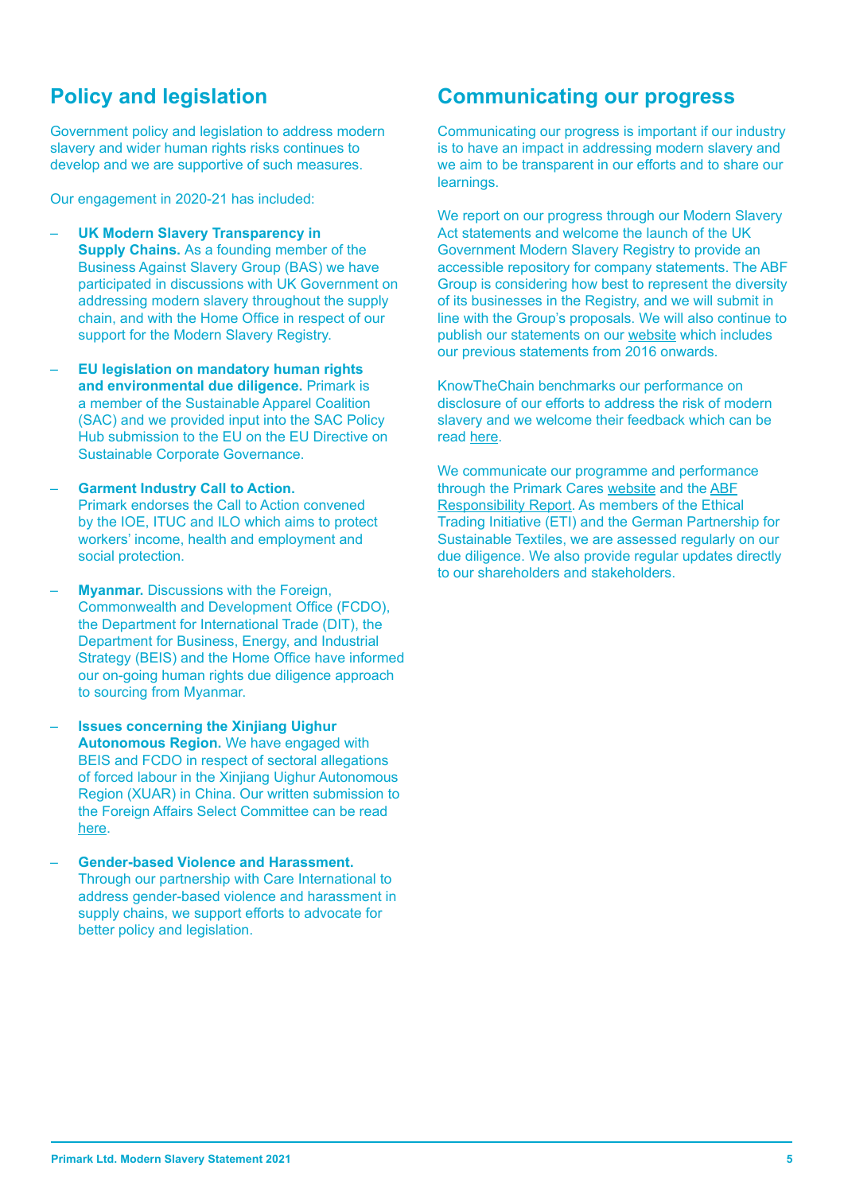## Policy and legislation

Government policy and legislation to address modern slavery and wider human rights risks continues to develop and we are supportive of such measures.

Our engagement in 2020-21 has included:

- **UK Modern Slavery Transparency in Supply Chains.** As a founding member of the Business Against Slavery Group (BAS) we have participated in discussions with UK Government on addressing modern slavery throughout the supply chain, and with the Home Office in respect of our support for the Modern Slavery Registry.
- **EU legislation on mandatory human rights and environmental due diligence.** Primark is a member of the Sustainable Apparel Coalition (SAC) and we provided input into the SAC Policy Hub submission to the EU on the EU Directive on Sustainable Corporate Governance.
- **Garment Industry Call to Action.** Primark endorses the Call to Action convened by the IOE, ITUC and ILO which aims to protect workers' income, health and employment and social protection.
- **Myanmar.** Discussions with the Foreign, Commonwealth and Development Office (FCDO), the Department for International Trade (DIT), the Department for Business, Energy, and Industrial Strategy (BEIS) and the Home Office have informed our on-going human rights due diligence approach to sourcing from Myanmar.
- **Issues concerning the Xinjiang Uighur Autonomous Region.** We have engaged with BEIS and FCDO in respect of sectoral allegations of forced labour in the Xinjiang Uighur Autonomous Region (XUAR) in China. Our written submission to the Foreign Affairs Select Committee can be read here.
- **Gender-based Violence and Harassment.** Through our partnership with Care International to address gender-based violence and harassment in supply chains, we support efforts to advocate for better policy and legislation.

## Communicating our progress

Communicating our progress is important if our industry is to have an impact in addressing modern slavery and we aim to be transparent in our efforts and to share our learnings.

We report on our progress through our Modern Slavery Act statements and welcome the launch of the UK Government Modern Slavery Registry to provide an accessible repository for company statements. The ABF Group is considering how best to represent the diversity of its businesses in the Registry, and we will submit in line with the Group's proposals. We will also continue to publish our statements on our website which includes our previous statements from 2016 onwards.

KnowTheChain benchmarks our performance on disclosure of our efforts to address the risk of modern slavery and we welcome their feedback which can be read here.

We communicate our programme and performance through the Primark Cares website and the ABF Responsibility Report. As members of the Ethical Trading Initiative (ETI) and the German Partnership for Sustainable Textiles, we are assessed regularly on our due diligence. We also provide regular updates directly to our shareholders and stakeholders.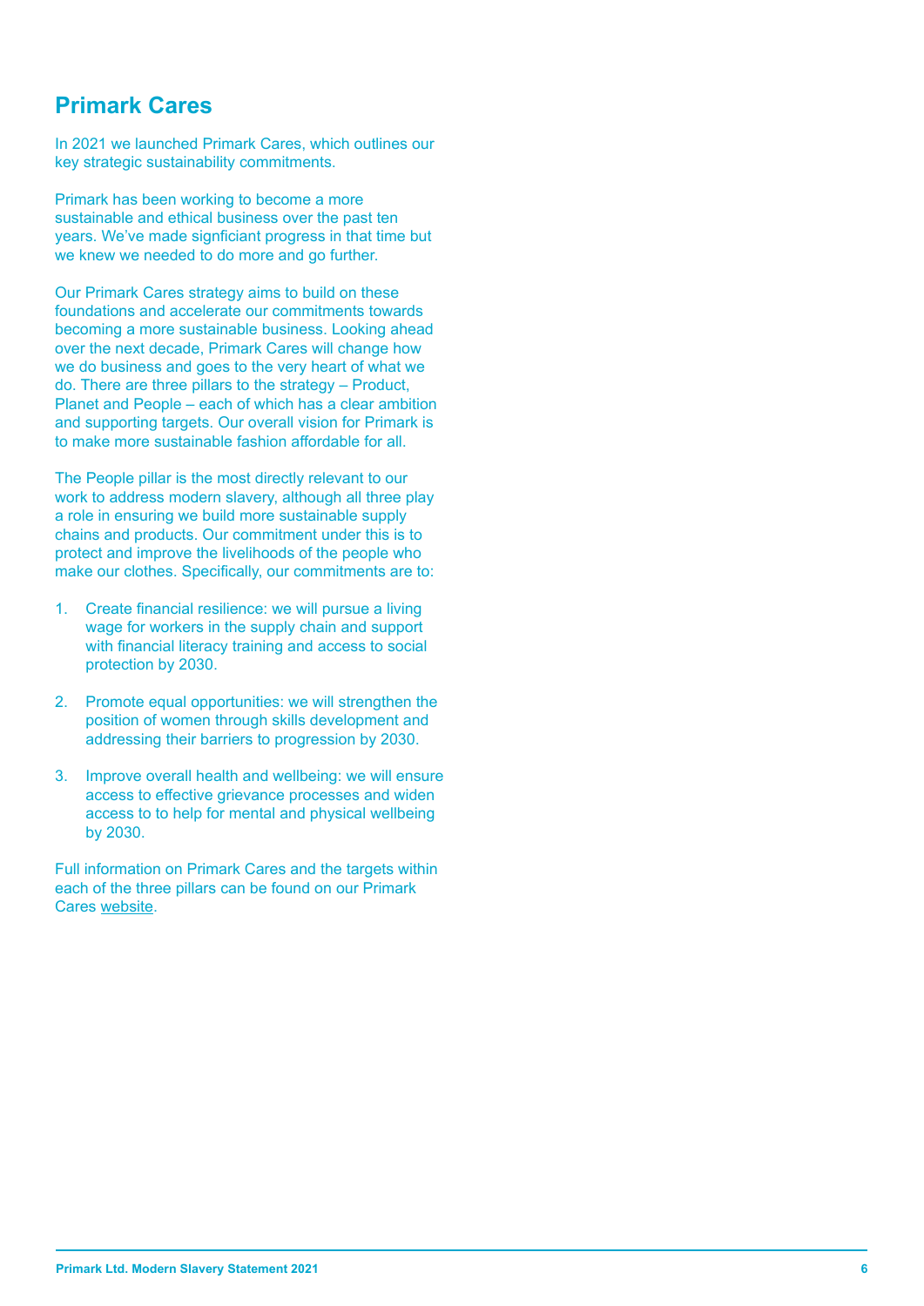## Primark Cares

In 2021 we launched Primark Cares, which outlines our key strategic sustainability commitments.

Primark has been working to become a more sustainable and ethical business over the past ten years. We've made signficiant progress in that time but we knew we needed to do more and go further.

Our Primark Cares strategy aims to build on these foundations and accelerate our commitments towards becoming a more sustainable business. Looking ahead over the next decade, Primark Cares will change how we do business and goes to the very heart of what we do. There are three pillars to the strategy – Product, Planet and People – each of which has a clear ambition and supporting targets. Our overall vision for Primark is to make more sustainable fashion affordable for all.

The People pillar is the most directly relevant to our work to address modern slavery, although all three play a role in ensuring we build more sustainable supply chains and products. Our commitment under this is to protect and improve the livelihoods of the people who make our clothes. Specifically, our commitments are to:

1. Create financial resilience: we will pursue a living wage for workers in the supply chain and support with financial literacy training and access to social protection by 2030.
2. Promote equal opportunities: we will strengthen the position of women through skills development and addressing their barriers to progression by 2030.
3. Improve overall health and wellbeing: we will ensure access to effective grievance processes and widen access to to help for mental and physical wellbeing by 2030.

Full information on Primark Cares and the targets within each of the three pillars can be found on our Primark Cares website.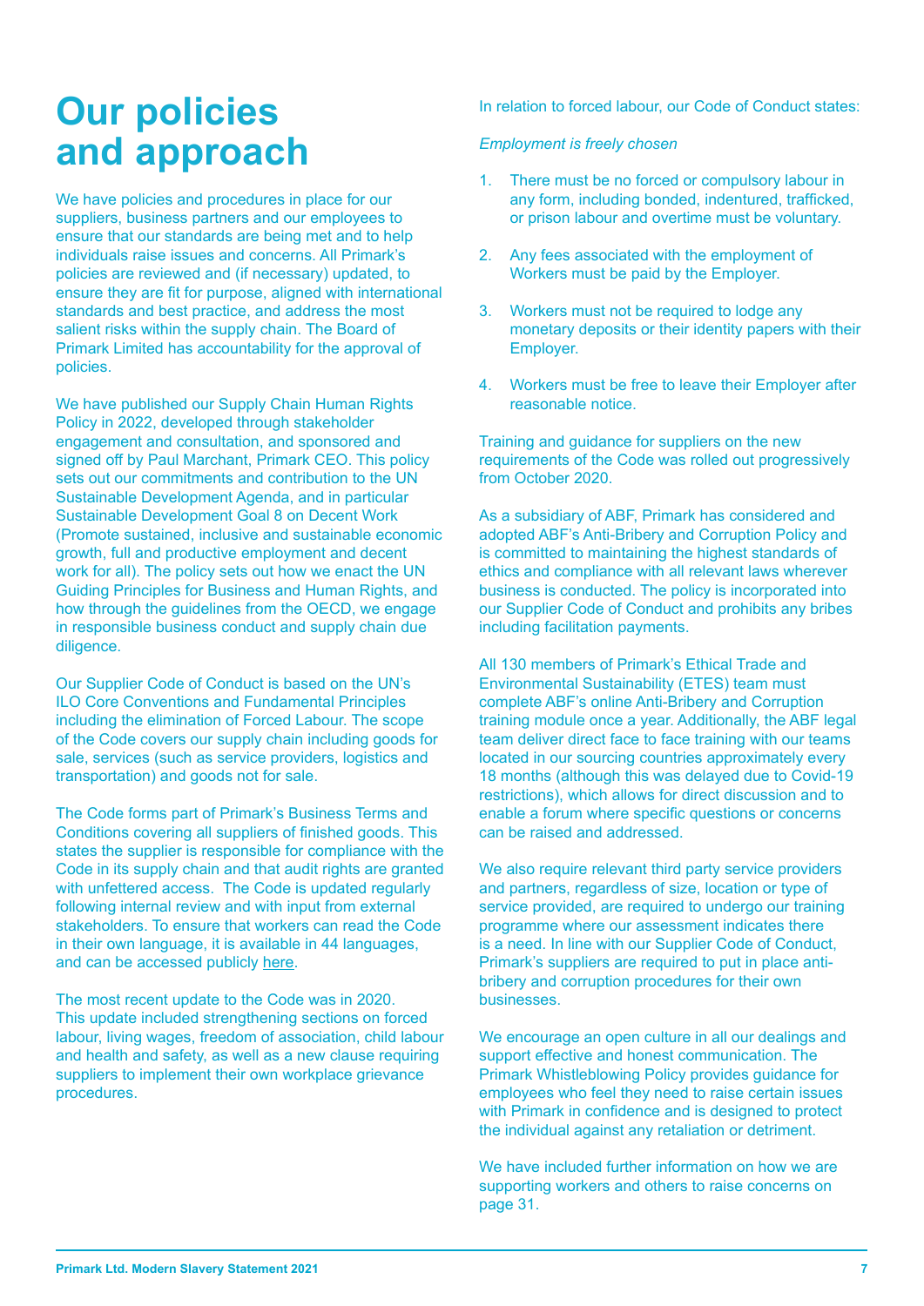# Our policies and approach

We have policies and procedures in place for our suppliers, business partners and our employees to ensure that our standards are being met and to help individuals raise issues and concerns. All Primark's policies are reviewed and (if necessary) updated, to ensure they are fit for purpose, aligned with international standards and best practice, and address the most salient risks within the supply chain. The Board of Primark Limited has accountability for the approval of policies.

We have published our Supply Chain Human Rights Policy in 2022, developed through stakeholder engagement and consultation, and sponsored and signed off by Paul Marchant, Primark CEO. This policy sets out our commitments and contribution to the UN Sustainable Development Agenda, and in particular Sustainable Development Goal 8 on Decent Work (Promote sustained, inclusive and sustainable economic growth, full and productive employment and decent work for all). The policy sets out how we enact the UN Guiding Principles for Business and Human Rights, and how through the guidelines from the OECD, we engage in responsible business conduct and supply chain due diligence.

Our Supplier Code of Conduct is based on the UN's ILO Core Conventions and Fundamental Principles including the elimination of Forced Labour. The scope of the Code covers our supply chain including goods for sale, services (such as service providers, logistics and transportation) and goods not for sale.

The Code forms part of Primark's Business Terms and Conditions covering all suppliers of finished goods. This states the supplier is responsible for compliance with the Code in its supply chain and that audit rights are granted with unfettered access. The Code is updated regularly following internal review and with input from external stakeholders. To ensure that workers can read the Code in their own language, it is available in 44 languages, and can be accessed publicly here.

The most recent update to the Code was in 2020. This update included strengthening sections on forced labour, living wages, freedom of association, child labour and health and safety, as well as a new clause requiring suppliers to implement their own workplace grievance procedures.

In relation to forced labour, our Code of Conduct states:

*Employment is freely chosen*

1. There must be no forced or compulsory labour in any form, including bonded, indentured, trafficked, or prison labour and overtime must be voluntary.
2. Any fees associated with the employment of Workers must be paid by the Employer.
3. Workers must not be required to lodge any monetary deposits or their identity papers with their Employer.
4. Workers must be free to leave their Employer after reasonable notice.

Training and guidance for suppliers on the new requirements of the Code was rolled out progressively from October 2020.

As a subsidiary of ABF, Primark has considered and adopted ABF's Anti-Bribery and Corruption Policy and is committed to maintaining the highest standards of ethics and compliance with all relevant laws wherever business is conducted. The policy is incorporated into our Supplier Code of Conduct and prohibits any bribes including facilitation payments.

All 130 members of Primark's Ethical Trade and Environmental Sustainability (ETES) team must complete ABF's online Anti-Bribery and Corruption training module once a year. Additionally, the ABF legal team deliver direct face to face training with our teams located in our sourcing countries approximately every 18 months (although this was delayed due to Covid-19 restrictions), which allows for direct discussion and to enable a forum where specific questions or concerns can be raised and addressed.

We also require relevant third party service providers and partners, regardless of size, location or type of service provided, are required to undergo our training programme where our assessment indicates there is a need. In line with our Supplier Code of Conduct, Primark's suppliers are required to put in place anti-bribery and corruption procedures for their own businesses.

We encourage an open culture in all our dealings and support effective and honest communication. The Primark Whistleblowing Policy provides guidance for employees who feel they need to raise certain issues with Primark in confidence and is designed to protect the individual against any retaliation or detriment.

We have included further information on how we are supporting workers and others to raise concerns on page 31.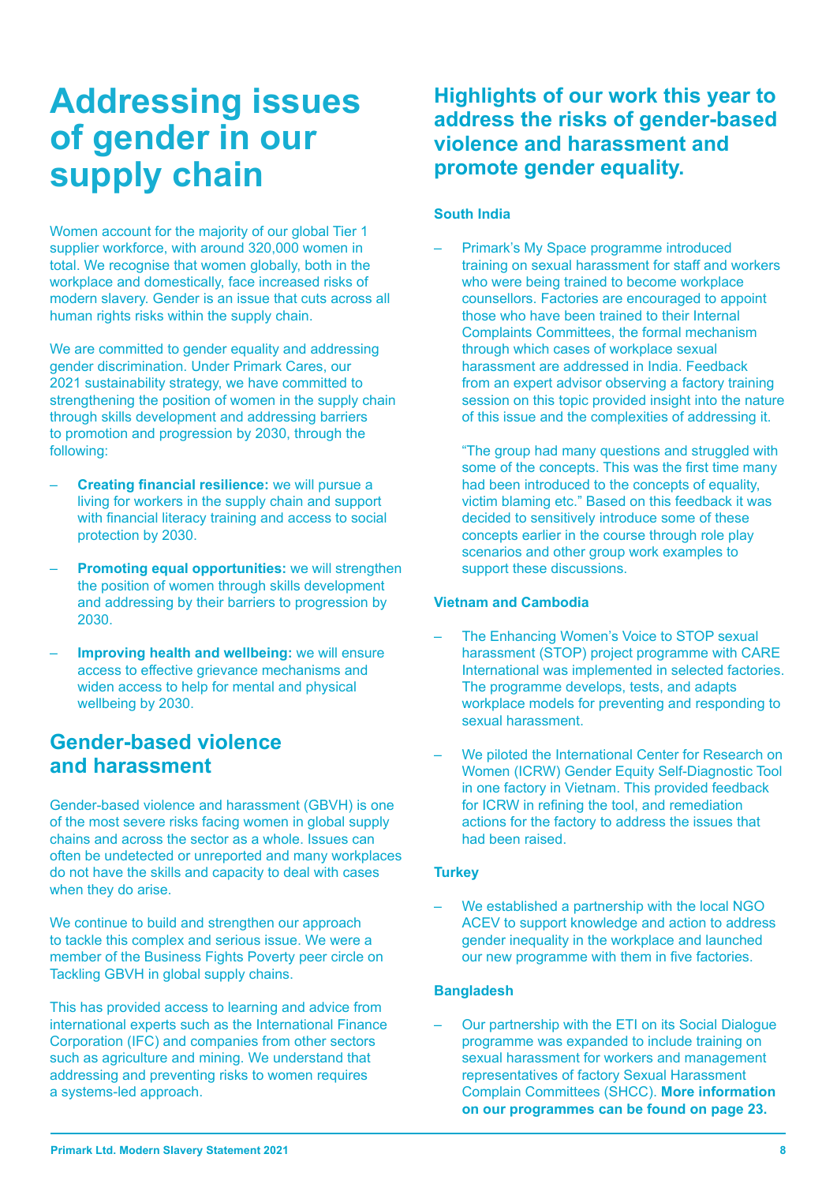# Addressing issues of gender in our supply chain

Women account for the majority of our global Tier 1 supplier workforce, with around 320,000 women in total. We recognise that women globally, both in the workplace and domestically, face increased risks of modern slavery. Gender is an issue that cuts across all human rights risks within the supply chain.

We are committed to gender equality and addressing gender discrimination. Under Primark Cares, our 2021 sustainability strategy, we have committed to strengthening the position of women in the supply chain through skills development and addressing barriers to promotion and progression by 2030, through the following:

- **Creating financial resilience:** we will pursue a living for workers in the supply chain and support with financial literacy training and access to social protection by 2030.
- **Promoting equal opportunities:** we will strengthen the position of women through skills development and addressing by their barriers to progression by 2030.
- **Improving health and wellbeing:** we will ensure access to effective grievance mechanisms and widen access to help for mental and physical wellbeing by 2030.

## Gender-based violence and harassment

Gender-based violence and harassment (GBVH) is one of the most severe risks facing women in global supply chains and across the sector as a whole. Issues can often be undetected or unreported and many workplaces do not have the skills and capacity to deal with cases when they do arise.

We continue to build and strengthen our approach to tackle this complex and serious issue. We were a member of the Business Fights Poverty peer circle on Tackling GBVH in global supply chains.

This has provided access to learning and advice from international experts such as the International Finance Corporation (IFC) and companies from other sectors such as agriculture and mining. We understand that addressing and preventing risks to women requires a systems-led approach.

## Highlights of our work this year to address the risks of gender-based violence and harassment and promote gender equality.

### South India

- Primark's My Space programme introduced training on sexual harassment for staff and workers who were being trained to become workplace counsellors. Factories are encouraged to appoint those who have been trained to their Internal Complaints Committees, the formal mechanism through which cases of workplace sexual harassment are addressed in India. Feedback from an expert advisor observing a factory training session on this topic provided insight into the nature of this issue and the complexities of addressing it.

  "The group had many questions and struggled with some of the concepts. This was the first time many had been introduced to the concepts of equality, victim blaming etc." Based on this feedback it was decided to sensitively introduce some of these concepts earlier in the course through role play scenarios and other group work examples to support these discussions.

### Vietnam and Cambodia

- The Enhancing Women's Voice to STOP sexual harassment (STOP) project programme with CARE International was implemented in selected factories. The programme develops, tests, and adapts workplace models for preventing and responding to sexual harassment.
- We piloted the International Center for Research on Women (ICRW) Gender Equity Self-Diagnostic Tool in one factory in Vietnam. This provided feedback for ICRW in refining the tool, and remediation actions for the factory to address the issues that had been raised.

### Turkey

- We established a partnership with the local NGO ACEV to support knowledge and action to address gender inequality in the workplace and launched our new programme with them in five factories.

### Bangladesh

- Our partnership with the ETI on its Social Dialogue programme was expanded to include training on sexual harassment for workers and management representatives of factory Sexual Harassment Complain Committees (SHCC). **More information on our programmes can be found on page 23.**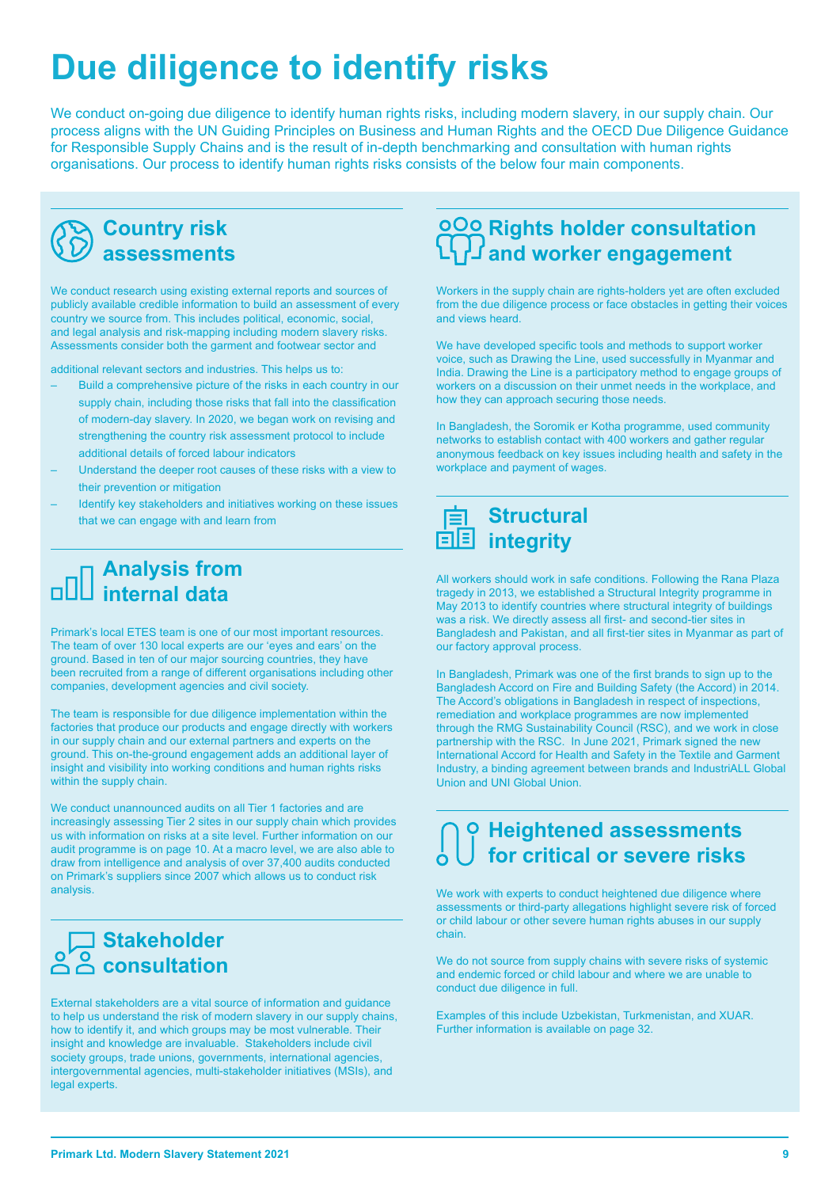# Due diligence to identify risks

We conduct on-going due diligence to identify human rights risks, including modern slavery, in our supply chain. Our process aligns with the UN Guiding Principles on Business and Human Rights and the OECD Due Diligence Guidance for Responsible Supply Chains and is the result of in-depth benchmarking and consultation with human rights organisations. Our process to identify human rights risks consists of the below four main components.

## Country risk assessments

We conduct research using existing external reports and sources of publicly available credible information to build an assessment of every country we source from. This includes political, economic, social, and legal analysis and risk-mapping including modern slavery risks. Assessments consider both the garment and footwear sector and additional relevant sectors and industries. This helps us to:

- Build a comprehensive picture of the risks in each country in our supply chain, including those risks that fall into the classification of modern-day slavery. In 2020, we began work on revising and strengthening the country risk assessment protocol to include additional details of forced labour indicators
- Understand the deeper root causes of these risks with a view to their prevention or mitigation
- Identify key stakeholders and initiatives working on these issues that we can engage with and learn from

## Analysis from internal data

Primark's local ETES team is one of our most important resources. The team of over 130 local experts are our 'eyes and ears' on the ground. Based in ten of our major sourcing countries, they have been recruited from a range of different organisations including other companies, development agencies and civil society.

The team is responsible for due diligence implementation within the factories that produce our products and engage directly with workers in our supply chain and our external partners and experts on the ground. This on-the-ground engagement adds an additional layer of insight and visibility into working conditions and human rights risks within the supply chain.

We conduct unannounced audits on all Tier 1 factories and are increasingly assessing Tier 2 sites in our supply chain which provides us with information on risks at a site level. Further information on our audit programme is on page 10. At a macro level, we are also able to draw from intelligence and analysis of over 37,400 audits conducted on Primark's suppliers since 2007 which allows us to conduct risk analysis.

## Stakeholder consultation

External stakeholders are a vital source of information and guidance to help us understand the risk of modern slavery in our supply chains, how to identify it, and which groups may be most vulnerable. Their insight and knowledge are invaluable. Stakeholders include civil society groups, trade unions, governments, international agencies, intergovernmental agencies, multi-stakeholder initiatives (MSIs), and legal experts.

## Rights holder consultation and worker engagement

Workers in the supply chain are rights-holders yet are often excluded from the due diligence process or face obstacles in getting their voices and views heard.

We have developed specific tools and methods to support worker voice, such as Drawing the Line, used successfully in Myanmar and India. Drawing the Line is a participatory method to engage groups of workers on a discussion on their unmet needs in the workplace, and how they can approach securing those needs.

In Bangladesh, the Soromik er Kotha programme, used community networks to establish contact with 400 workers and gather regular anonymous feedback on key issues including health and safety in the workplace and payment of wages.

## Structural integrity

All workers should work in safe conditions. Following the Rana Plaza tragedy in 2013, we established a Structural Integrity programme in May 2013 to identify countries where structural integrity of buildings was a risk. We directly assess all first- and second-tier sites in Bangladesh and Pakistan, and all first-tier sites in Myanmar as part of our factory approval process.

In Bangladesh, Primark was one of the first brands to sign up to the Bangladesh Accord on Fire and Building Safety (the Accord) in 2014. The Accord's obligations in Bangladesh in respect of inspections, remediation and workplace programmes are now implemented through the RMG Sustainability Council (RSC), and we work in close partnership with the RSC. In June 2021, Primark signed the new International Accord for Health and Safety in the Textile and Garment Industry, a binding agreement between brands and IndustriALL Global Union and UNI Global Union.

## Heightened assessments for critical or severe risks

We work with experts to conduct heightened due diligence where assessments or third-party allegations highlight severe risk of forced or child labour or other severe human rights abuses in our supply chain.

We do not source from supply chains with severe risks of systemic and endemic forced or child labour and where we are unable to conduct due diligence in full.

Examples of this include Uzbekistan, Turkmenistan, and XUAR. Further information is available on page 32.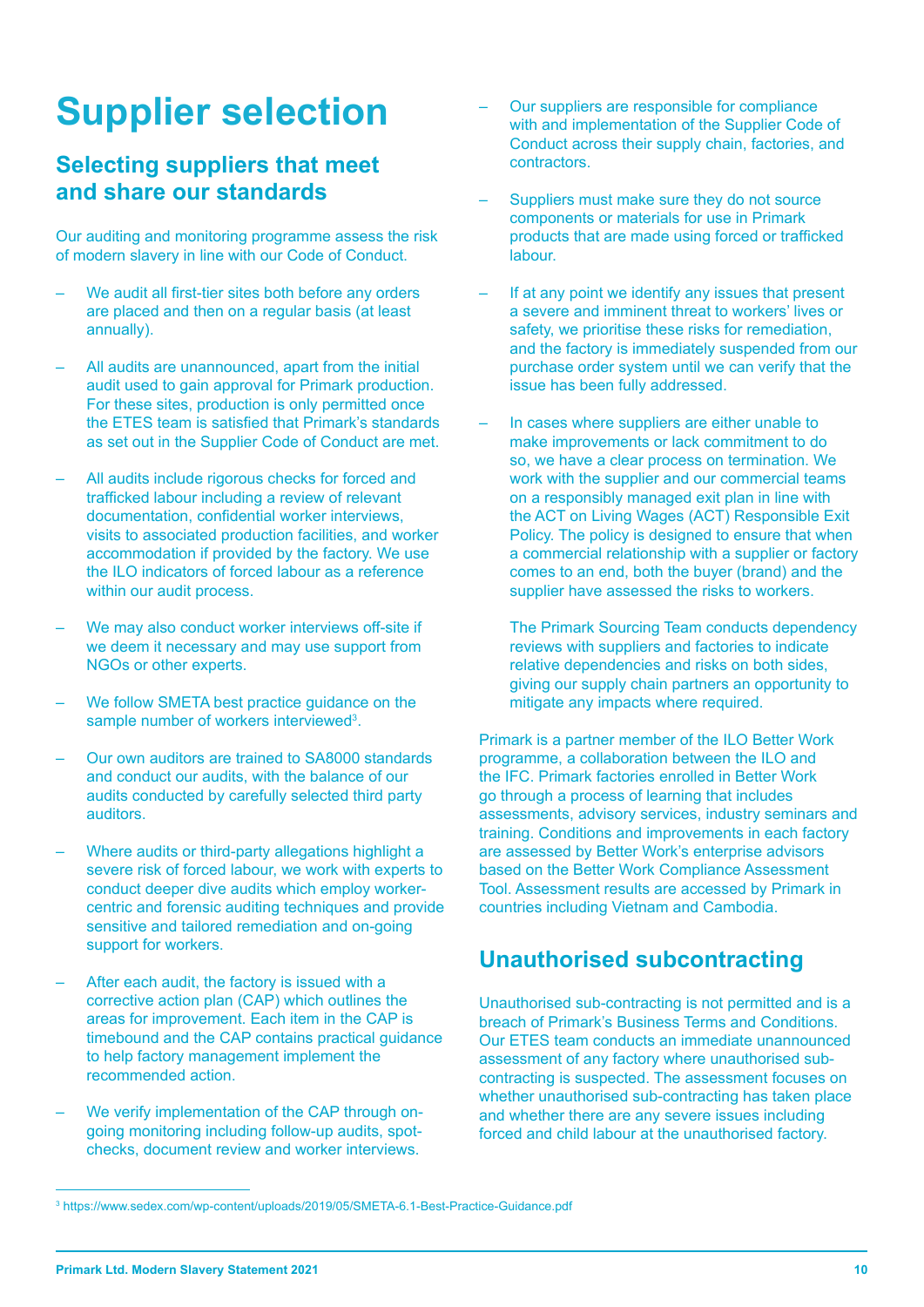# Supplier selection

## Selecting suppliers that meet and share our standards

Our auditing and monitoring programme assess the risk of modern slavery in line with our Code of Conduct.

- We audit all first-tier sites both before any orders are placed and then on a regular basis (at least annually).
- All audits are unannounced, apart from the initial audit used to gain approval for Primark production. For these sites, production is only permitted once the ETES team is satisfied that Primark's standards as set out in the Supplier Code of Conduct are met.
- All audits include rigorous checks for forced and trafficked labour including a review of relevant documentation, confidential worker interviews, visits to associated production facilities, and worker accommodation if provided by the factory. We use the ILO indicators of forced labour as a reference within our audit process.
- We may also conduct worker interviews off-site if we deem it necessary and may use support from NGOs or other experts.
- We follow SMETA best practice guidance on the sample number of workers interviewed[3].
- Our own auditors are trained to SA8000 standards and conduct our audits, with the balance of our audits conducted by carefully selected third party auditors.
- Where audits or third-party allegations highlight a severe risk of forced labour, we work with experts to conduct deeper dive audits which employ worker-centric and forensic auditing techniques and provide sensitive and tailored remediation and on-going support for workers.
- After each audit, the factory is issued with a corrective action plan (CAP) which outlines the areas for improvement. Each item in the CAP is timebound and the CAP contains practical guidance to help factory management implement the recommended action.
- We verify implementation of the CAP through on-going monitoring including follow-up audits, spot-checks, document review and worker interviews.
- Our suppliers are responsible for compliance with and implementation of the Supplier Code of Conduct across their supply chain, factories, and contractors.
- Suppliers must make sure they do not source components or materials for use in Primark products that are made using forced or trafficked labour.
- If at any point we identify any issues that present a severe and imminent threat to workers' lives or safety, we prioritise these risks for remediation, and the factory is immediately suspended from our purchase order system until we can verify that the issue has been fully addressed.
- In cases where suppliers are either unable to make improvements or lack commitment to do so, we have a clear process on termination. We work with the supplier and our commercial teams on a responsibly managed exit plan in line with the ACT on Living Wages (ACT) Responsible Exit Policy. The policy is designed to ensure that when a commercial relationship with a supplier or factory comes to an end, both the buyer (brand) and the supplier have assessed the risks to workers.

  The Primark Sourcing Team conducts dependency reviews with suppliers and factories to indicate relative dependencies and risks on both sides, giving our supply chain partners an opportunity to mitigate any impacts where required.

Primark is a partner member of the ILO Better Work programme, a collaboration between the ILO and the IFC. Primark factories enrolled in Better Work go through a process of learning that includes assessments, advisory services, industry seminars and training. Conditions and improvements in each factory are assessed by Better Work's enterprise advisors based on the Better Work Compliance Assessment Tool. Assessment results are accessed by Primark in countries including Vietnam and Cambodia.

## Unauthorised subcontracting

Unauthorised sub-contracting is not permitted and is a breach of Primark's Business Terms and Conditions. Our ETES team conducts an immediate unannounced assessment of any factory where unauthorised sub-contracting is suspected. The assessment focuses on whether unauthorised sub-contracting has taken place and whether there are any severe issues including forced and child labour at the unauthorised factory.

[3] https://www.sedex.com/wp-content/uploads/2019/05/SMETA-6.1-Best-Practice-Guidance.pdf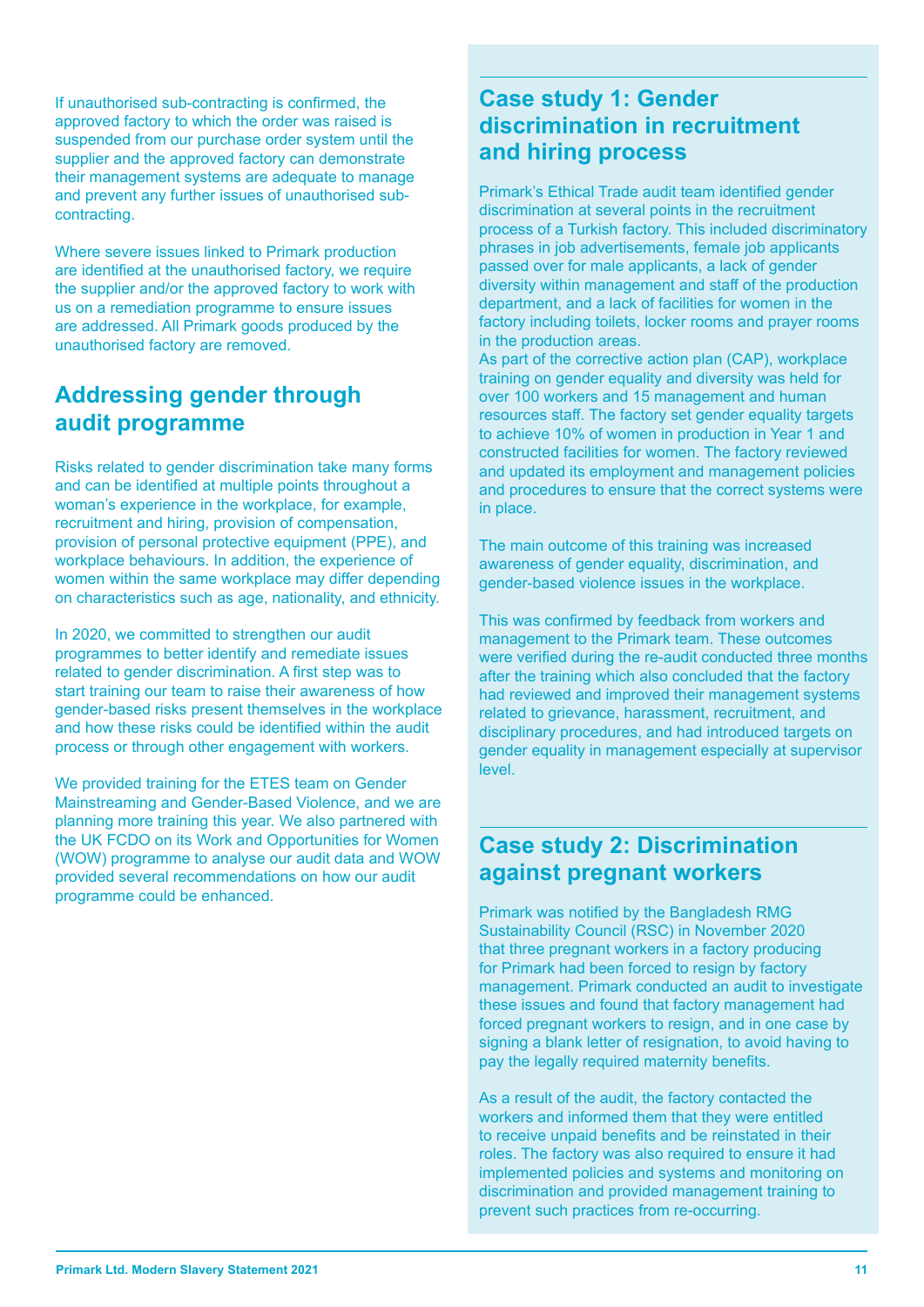If unauthorised sub-contracting is confirmed, the approved factory to which the order was raised is suspended from our purchase order system until the supplier and the approved factory can demonstrate their management systems are adequate to manage and prevent any further issues of unauthorised sub-contracting.

Where severe issues linked to Primark production are identified at the unauthorised factory, we require the supplier and/or the approved factory to work with us on a remediation programme to ensure issues are addressed. All Primark goods produced by the unauthorised factory are removed.

## Addressing gender through audit programme

Risks related to gender discrimination take many forms and can be identified at multiple points throughout a woman's experience in the workplace, for example, recruitment and hiring, provision of compensation, provision of personal protective equipment (PPE), and workplace behaviours. In addition, the experience of women within the same workplace may differ depending on characteristics such as age, nationality, and ethnicity.

In 2020, we committed to strengthen our audit programmes to better identify and remediate issues related to gender discrimination. A first step was to start training our team to raise their awareness of how gender-based risks present themselves in the workplace and how these risks could be identified within the audit process or through other engagement with workers.

We provided training for the ETES team on Gender Mainstreaming and Gender-Based Violence, and we are planning more training this year. We also partnered with the UK FCDO on its Work and Opportunities for Women (WOW) programme to analyse our audit data and WOW provided several recommendations on how our audit programme could be enhanced.

## Case study 1: Gender discrimination in recruitment and hiring process

Primark's Ethical Trade audit team identified gender discrimination at several points in the recruitment process of a Turkish factory. This included discriminatory phrases in job advertisements, female job applicants passed over for male applicants, a lack of gender diversity within management and staff of the production department, and a lack of facilities for women in the factory including toilets, locker rooms and prayer rooms in the production areas.
As part of the corrective action plan (CAP), workplace training on gender equality and diversity was held for over 100 workers and 15 management and human resources staff. The factory set gender equality targets to achieve 10% of women in production in Year 1 and constructed facilities for women. The factory reviewed and updated its employment and management policies and procedures to ensure that the correct systems were in place.

The main outcome of this training was increased awareness of gender equality, discrimination, and gender-based violence issues in the workplace.

This was confirmed by feedback from workers and management to the Primark team. These outcomes were verified during the re-audit conducted three months after the training which also concluded that the factory had reviewed and improved their management systems related to grievance, harassment, recruitment, and disciplinary procedures, and had introduced targets on gender equality in management especially at supervisor level.

## Case study 2: Discrimination against pregnant workers

Primark was notified by the Bangladesh RMG Sustainability Council (RSC) in November 2020 that three pregnant workers in a factory producing for Primark had been forced to resign by factory management. Primark conducted an audit to investigate these issues and found that factory management had forced pregnant workers to resign, and in one case by signing a blank letter of resignation, to avoid having to pay the legally required maternity benefits.

As a result of the audit, the factory contacted the workers and informed them that they were entitled to receive unpaid benefits and be reinstated in their roles. The factory was also required to ensure it had implemented policies and systems and monitoring on discrimination and provided management training to prevent such practices from re-occurring.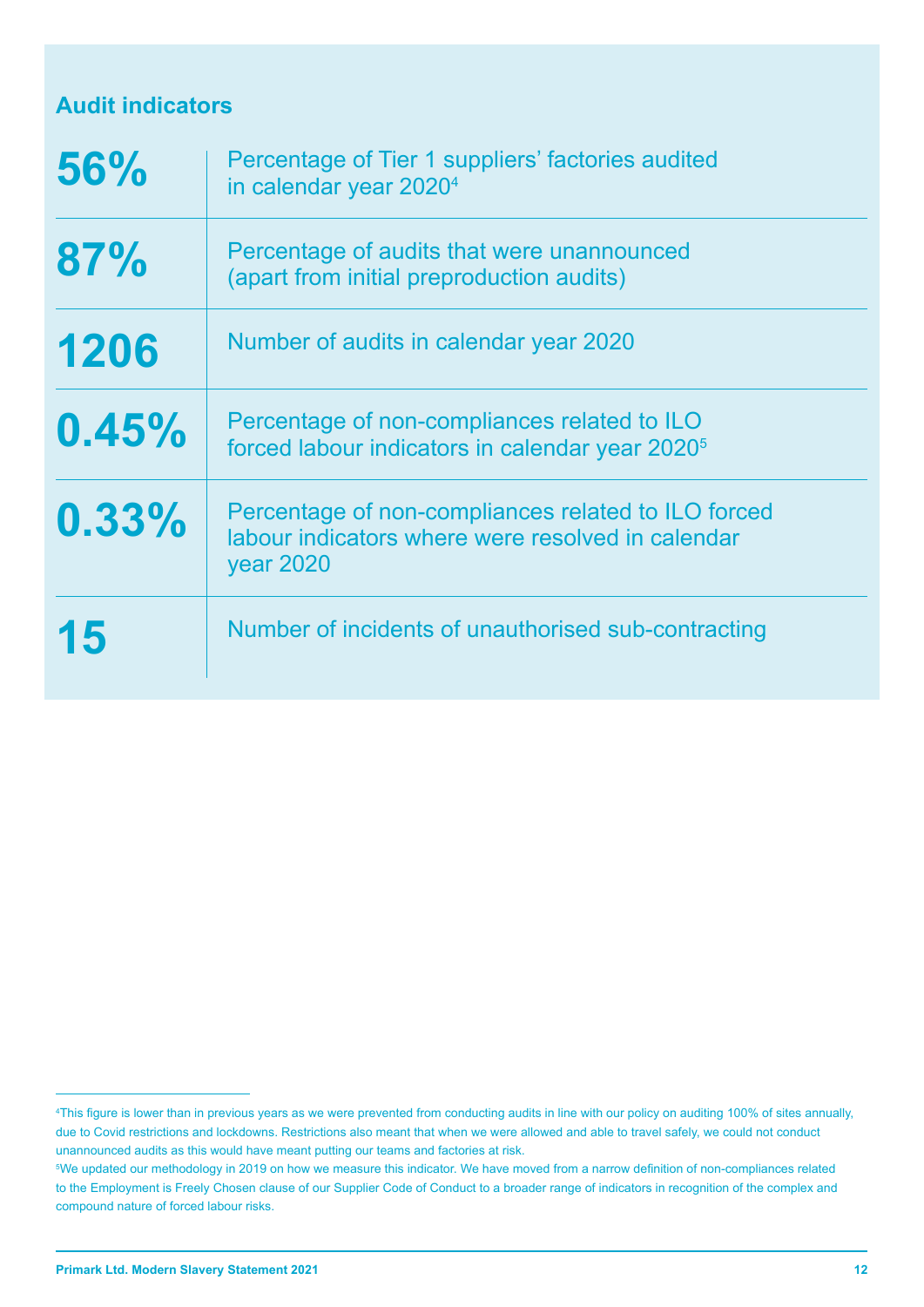## Audit indicators

| | |
|---|---|
| **56%** | Percentage of Tier 1 suppliers' factories audited in calendar year 2020[4] |
| **87%** | Percentage of audits that were unannounced (apart from initial preproduction audits) |
| **1206** | Number of audits in calendar year 2020 |
| **0.45%** | Percentage of non-compliances related to ILO forced labour indicators in calendar year 2020[5] |
| **0.33%** | Percentage of non-compliances related to ILO forced labour indicators where were resolved in calendar year 2020 |
| **15** | Number of incidents of unauthorised sub-contracting |

[4]This figure is lower than in previous years as we were prevented from conducting audits in line with our policy on auditing 100% of sites annually, due to Covid restrictions and lockdowns. Restrictions also meant that when we were allowed and able to travel safely, we could not conduct unannounced audits as this would have meant putting our teams and factories at risk.

[5]We updated our methodology in 2019 on how we measure this indicator. We have moved from a narrow definition of non-compliances related to the Employment is Freely Chosen clause of our Supplier Code of Conduct to a broader range of indicators in recognition of the complex and compound nature of forced labour risks.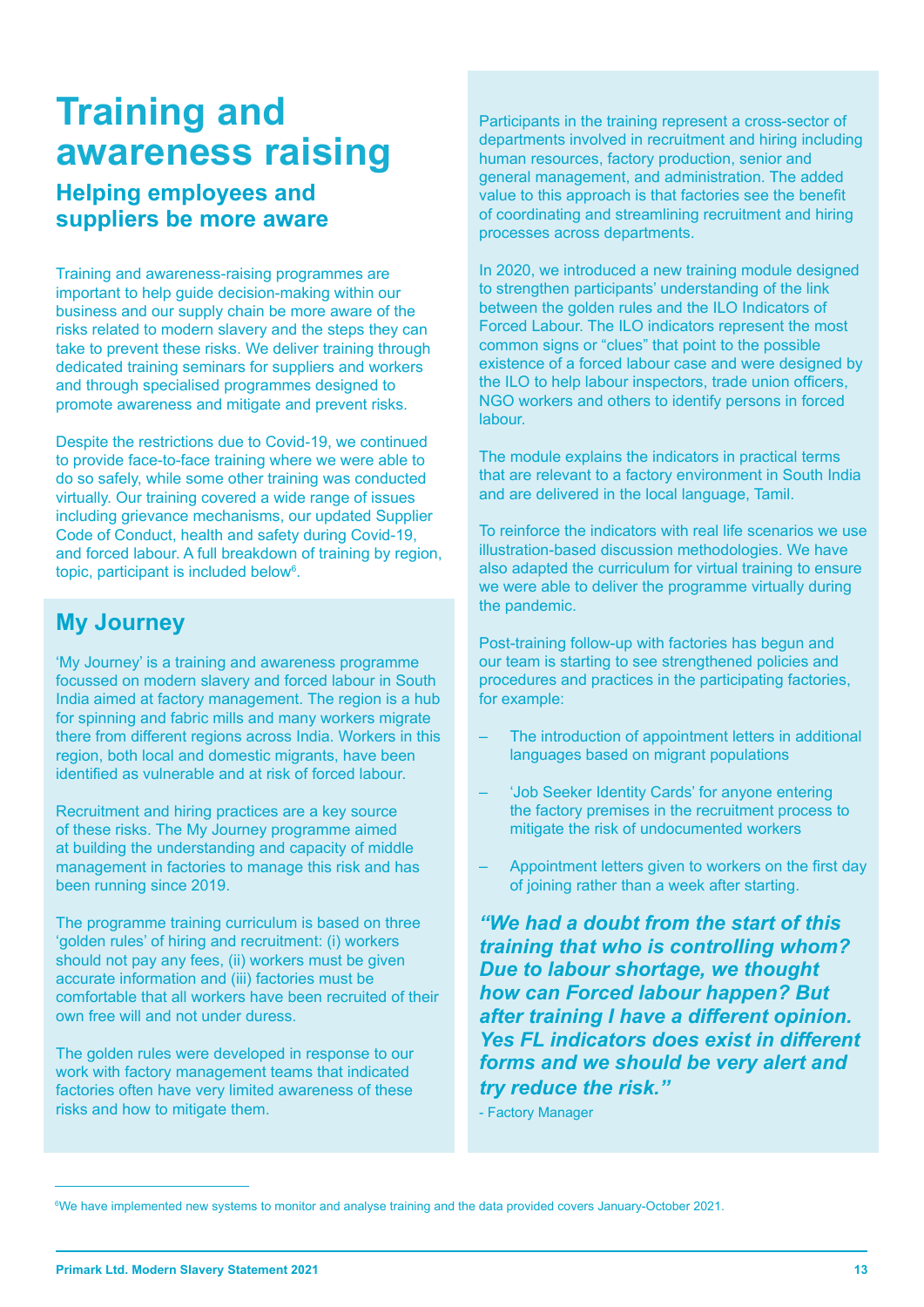# Training and awareness raising

## Helping employees and suppliers be more aware

Training and awareness-raising programmes are important to help guide decision-making within our business and our supply chain be more aware of the risks related to modern slavery and the steps they can take to prevent these risks. We deliver training through dedicated training seminars for suppliers and workers and through specialised programmes designed to promote awareness and mitigate and prevent risks.

Despite the restrictions due to Covid-19, we continued to provide face-to-face training where we were able to do so safely, while some other training was conducted virtually. Our training covered a wide range of issues including grievance mechanisms, our updated Supplier Code of Conduct, health and safety during Covid-19, and forced labour. A full breakdown of training by region, topic, participant is included below[6].

## My Journey

'My Journey' is a training and awareness programme focussed on modern slavery and forced labour in South India aimed at factory management. The region is a hub for spinning and fabric mills and many workers migrate there from different regions across India. Workers in this region, both local and domestic migrants, have been identified as vulnerable and at risk of forced labour.

Recruitment and hiring practices are a key source of these risks. The My Journey programme aimed at building the understanding and capacity of middle management in factories to manage this risk and has been running since 2019.

The programme training curriculum is based on three 'golden rules' of hiring and recruitment: (i) workers should not pay any fees, (ii) workers must be given accurate information and (iii) factories must be comfortable that all workers have been recruited of their own free will and not under duress.

The golden rules were developed in response to our work with factory management teams that indicated factories often have very limited awareness of these risks and how to mitigate them.

Participants in the training represent a cross-sector of departments involved in recruitment and hiring including human resources, factory production, senior and general management, and administration. The added value to this approach is that factories see the benefit of coordinating and streamlining recruitment and hiring processes across departments.

In 2020, we introduced a new training module designed to strengthen participants' understanding of the link between the golden rules and the ILO Indicators of Forced Labour. The ILO indicators represent the most common signs or "clues" that point to the possible existence of a forced labour case and were designed by the ILO to help labour inspectors, trade union officers, NGO workers and others to identify persons in forced labour.

The module explains the indicators in practical terms that are relevant to a factory environment in South India and are delivered in the local language, Tamil.

To reinforce the indicators with real life scenarios we use illustration-based discussion methodologies. We have also adapted the curriculum for virtual training to ensure we were able to deliver the programme virtually during the pandemic.

Post-training follow-up with factories has begun and our team is starting to see strengthened policies and procedures and practices in the participating factories, for example:

- The introduction of appointment letters in additional languages based on migrant populations
- 'Job Seeker Identity Cards' for anyone entering the factory premises in the recruitment process to mitigate the risk of undocumented workers
- Appointment letters given to workers on the first day of joining rather than a week after starting.

***"We had a doubt from the start of this training that who is controlling whom? Due to labour shortage, we thought how can Forced labour happen? But after training I have a different opinion. Yes FL indicators does exist in different forms and we should be very alert and try reduce the risk."***

- Factory Manager

[6] We have implemented new systems to monitor and analyse training and the data provided covers January-October 2021.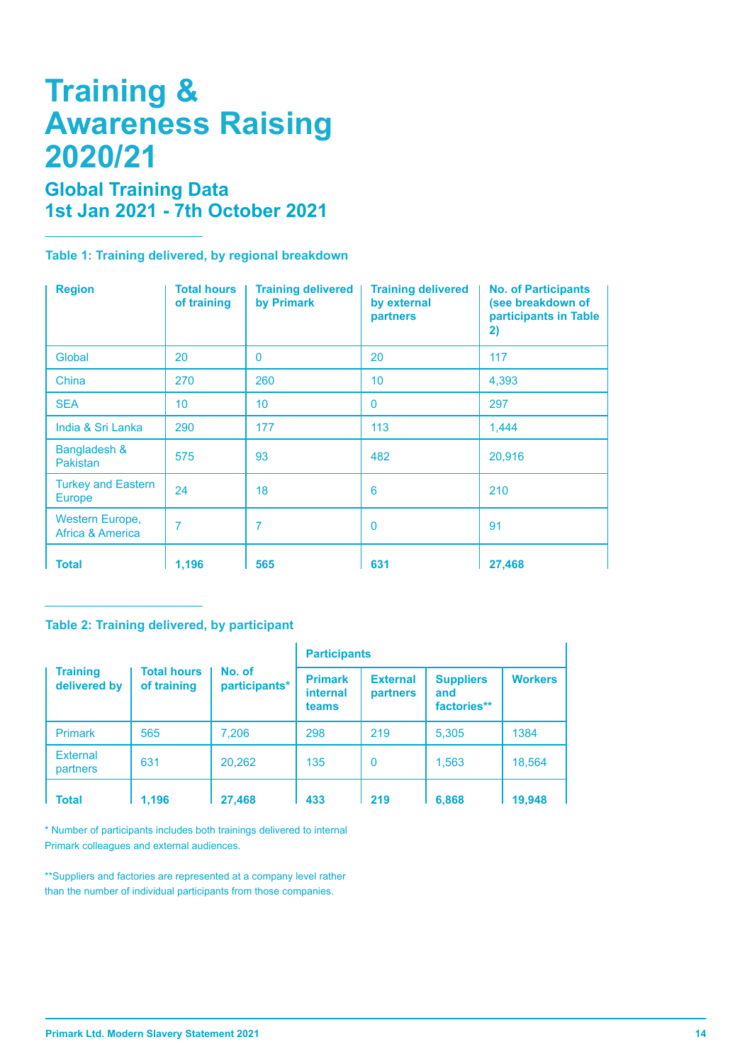# Training & Awareness Raising 2020/21

## Global Training Data
## 1st Jan 2021 - 7th October 2021

### Table 1: Training delivered, by regional breakdown

| Region | Total hours of training | Training delivered by Primark | Training delivered by external partners | No. of Participants (see breakdown of participants in Table 2) |
|---|---|---|---|---|
| Global | 20 | 0 | 20 | 117 |
| China | 270 | 260 | 10 | 4,393 |
| SEA | 10 | 10 | 0 | 297 |
| India & Sri Lanka | 290 | 177 | 113 | 1,444 |
| Bangladesh & Pakistan | 575 | 93 | 482 | 20,916 |
| Turkey and Eastern Europe | 24 | 18 | 6 | 210 |
| Western Europe, Africa & America | 7 | 7 | 0 | 91 |
| **Total** | **1,196** | **565** | **631** | **27,468** |

### Table 2: Training delivered, by participant

| Training delivered by | Total hours of training | No. of participants* | Participants | | | |
|---|---|---|---|---|---|---|
| | | | Primark internal teams | External partners | Suppliers and factories** | Workers |
| Primark | 565 | 7,206 | 298 | 219 | 5,305 | 1384 |
| External partners | 631 | 20,262 | 135 | 0 | 1,563 | 18,564 |
| **Total** | **1,196** | **27,468** | **433** | **219** | **6,868** | **19,948** |

* Number of participants includes both trainings delivered to internal Primark colleagues and external audiences.

**Suppliers and factories are represented at a company level rather than the number of individual participants from those companies.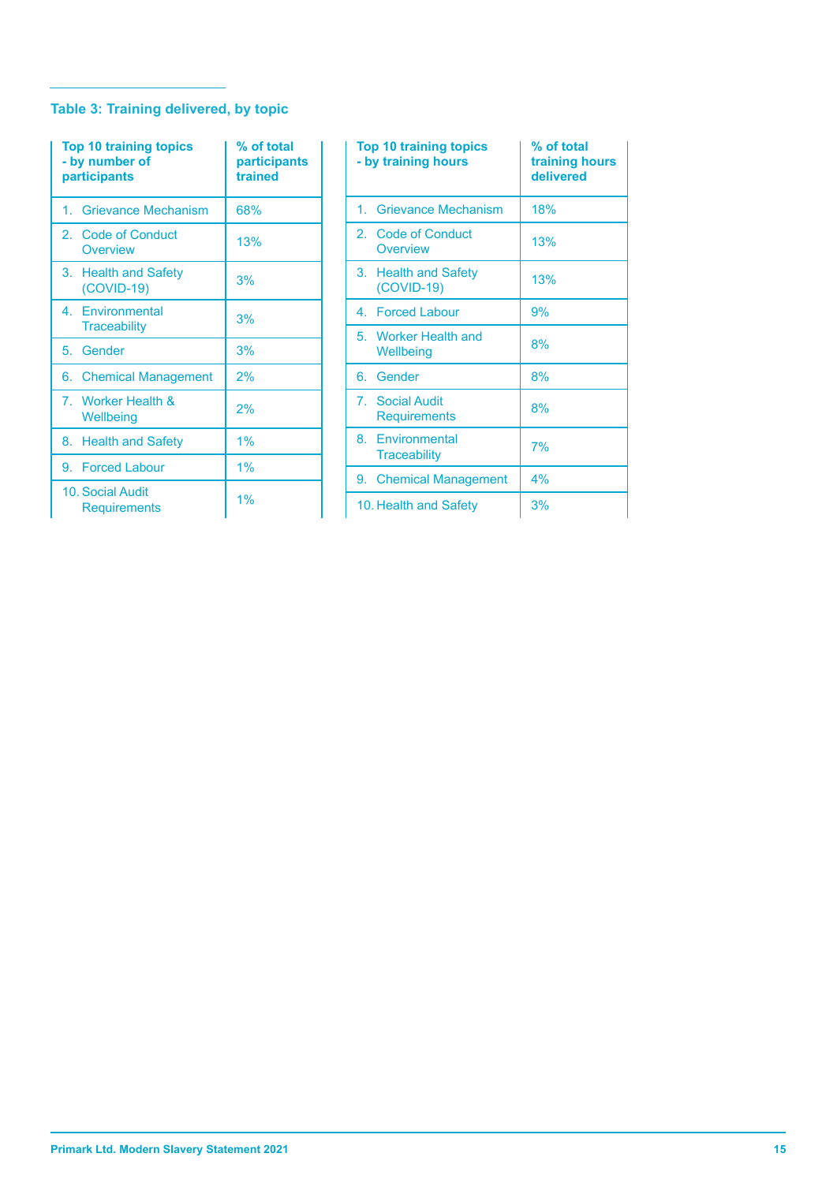### Table 3: Training delivered, by topic

| Top 10 training topics - by number of participants | % of total participants trained |
|---|---|
| 1. Grievance Mechanism | 68% |
| 2. Code of Conduct Overview | 13% |
| 3. Health and Safety (COVID-19) | 3% |
| 4. Environmental Traceability | 3% |
| 5. Gender | 3% |
| 6. Chemical Management | 2% |
| 7. Worker Health & Wellbeing | 2% |
| 8. Health and Safety | 1% |
| 9. Forced Labour | 1% |
| 10. Social Audit Requirements | 1% |

| Top 10 training topics - by training hours | % of total training hours delivered |
|---|---|
| 1. Grievance Mechanism | 18% |
| 2. Code of Conduct Overview | 13% |
| 3. Health and Safety (COVID-19) | 13% |
| 4. Forced Labour | 9% |
| 5. Worker Health and Wellbeing | 8% |
| 6. Gender | 8% |
| 7. Social Audit Requirements | 8% |
| 8. Environmental Traceability | 7% |
| 9. Chemical Management | 4% |
| 10. Health and Safety | 3% |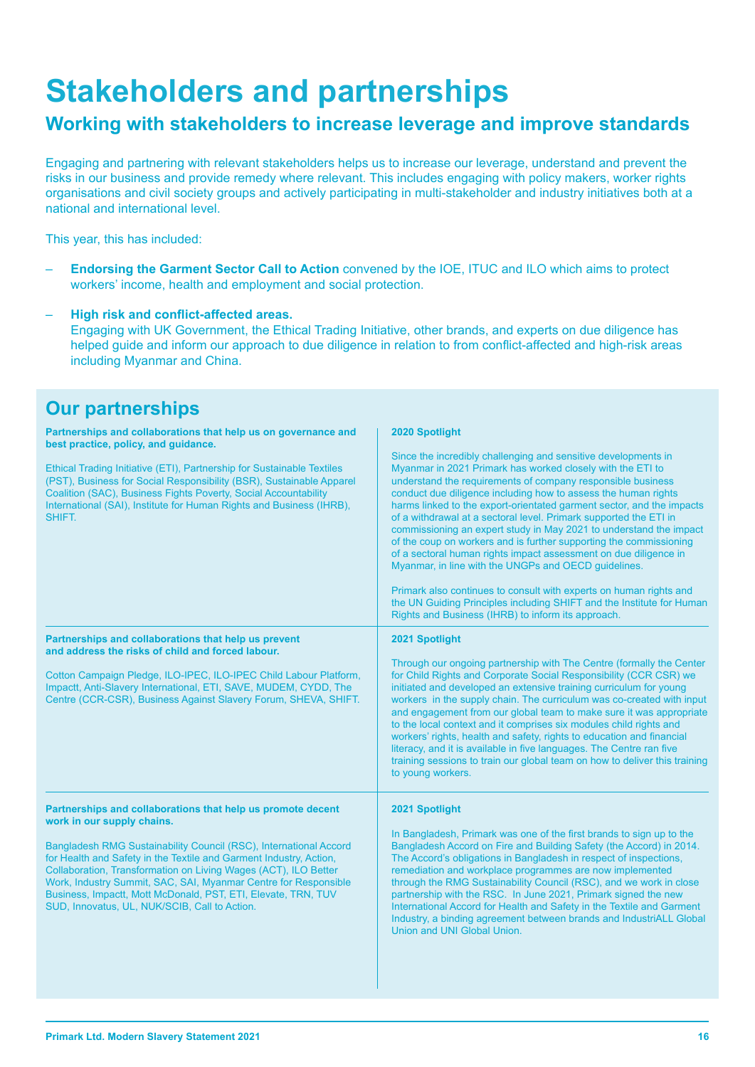# Stakeholders and partnerships

## Working with stakeholders to increase leverage and improve standards

Engaging and partnering with relevant stakeholders helps us to increase our leverage, understand and prevent the risks in our business and provide remedy where relevant. This includes engaging with policy makers, worker rights organisations and civil society groups and actively participating in multi-stakeholder and industry initiatives both at a national and international level.

This year, this has included:

- **Endorsing the Garment Sector Call to Action** convened by the IOE, ITUC and ILO which aims to protect workers' income, health and employment and social protection.
- **High risk and conflict-affected areas.**
  Engaging with UK Government, the Ethical Trading Initiative, other brands, and experts on due diligence has helped guide and inform our approach to due diligence in relation to from conflict-affected and high-risk areas including Myanmar and China.

## Our partnerships

**Partnerships and collaborations that help us on governance and best practice, policy, and guidance.**

Ethical Trading Initiative (ETI), Partnership for Sustainable Textiles (PST), Business for Social Responsibility (BSR), Sustainable Apparel Coalition (SAC), Business Fights Poverty, Social Accountability International (SAI), Institute for Human Rights and Business (IHRB), SHIFT.

**2020 Spotlight**

Since the incredibly challenging and sensitive developments in Myanmar in 2021 Primark has worked closely with the ETI to understand the requirements of company responsible business conduct due diligence including how to assess the human rights harms linked to the export-orientated garment sector, and the impacts of a withdrawal at a sectoral level. Primark supported the ETI in commissioning an expert study in May 2021 to understand the impact of the coup on workers and is further supporting the commissioning of a sectoral human rights impact assessment on due diligence in Myanmar, in line with the UNGPs and OECD guidelines.

Primark also continues to consult with experts on human rights and the UN Guiding Principles including SHIFT and the Institute for Human Rights and Business (IHRB) to inform its approach.

**Partnerships and collaborations that help us prevent and address the risks of child and forced labour.**

Cotton Campaign Pledge, ILO-IPEC, ILO-IPEC Child Labour Platform, Impactt, Anti-Slavery International, ETI, SAVE, MUDEM, CYDD, The Centre (CCR-CSR), Business Against Slavery Forum, SHEVA, SHIFT.

**2021 Spotlight**

Through our ongoing partnership with The Centre (formally the Center for Child Rights and Corporate Social Responsibility (CCR CSR) we initiated and developed an extensive training curriculum for young workers in the supply chain. The curriculum was co-created with input and engagement from our global team to make sure it was appropriate to the local context and it comprises six modules child rights and workers' rights, health and safety, rights to education and financial literacy, and it is available in five languages. The Centre ran five training sessions to train our global team on how to deliver this training to young workers.

**Partnerships and collaborations that help us promote decent work in our supply chains.**

Bangladesh RMG Sustainability Council (RSC), International Accord for Health and Safety in the Textile and Garment Industry, Action, Collaboration, Transformation on Living Wages (ACT), ILO Better Work, Industry Summit, SAC, SAI, Myanmar Centre for Responsible Business, Impactt, Mott McDonald, PST, ETI, Elevate, TRN, TUV SUD, Innovatus, UL, NUK/SCIB, Call to Action.

**2021 Spotlight**

In Bangladesh, Primark was one of the first brands to sign up to the Bangladesh Accord on Fire and Building Safety (the Accord) in 2014. The Accord's obligations in Bangladesh in respect of inspections, remediation and workplace programmes are now implemented through the RMG Sustainability Council (RSC), and we work in close partnership with the RSC. In June 2021, Primark signed the new International Accord for Health and Safety in the Textile and Garment Industry, a binding agreement between brands and IndustriALL Global Union and UNI Global Union.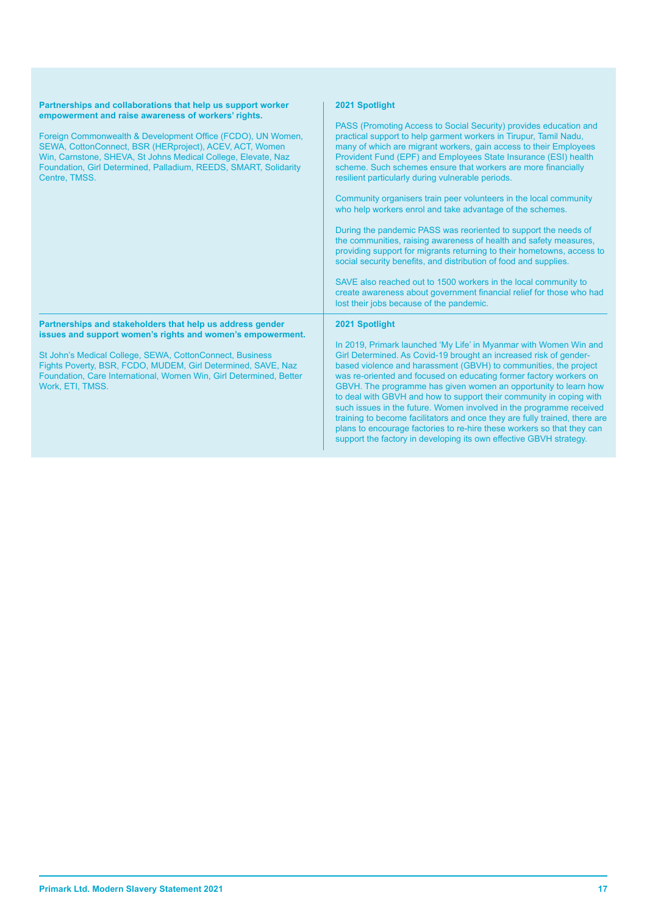| Partnerships and collaborations that help us support worker empowerment and raise awareness of workers' rights. | 2021 Spotlight |
| --- | --- |
| Foreign Commonwealth & Development Office (FCDO), UN Women, SEWA, CottonConnect, BSR (HERproject), ACEV, ACT, Women Win, Carnstone, SHEVA, St Johns Medical College, Elevate, Naz Foundation, Girl Determined, Palladium, REEDS, SMART, Solidarity Centre, TMSS. | PASS (Promoting Access to Social Security) provides education and practical support to help garment workers in Tirupur, Tamil Nadu, many of which are migrant workers, gain access to their Employees Provident Fund (EPF) and Employees State Insurance (ESI) health scheme. Such schemes ensure that workers are more financially resilient particularly during vulnerable periods.<br><br>Community organisers train peer volunteers in the local community who help workers enrol and take advantage of the schemes.<br><br>During the pandemic PASS was reoriented to support the needs of the communities, raising awareness of health and safety measures, providing support for migrants returning to their hometowns, access to social security benefits, and distribution of food and supplies.<br><br>SAVE also reached out to 1500 workers in the local community to create awareness about government financial relief for those who had lost their jobs because of the pandemic. |
| **Partnerships and stakeholders that help us address gender issues and support women's rights and women's empowerment.** | **2021 Spotlight** |
| St John's Medical College, SEWA, CottonConnect, Business Fights Poverty, BSR, FCDO, MUDEM, Girl Determined, SAVE, Naz Foundation, Care International, Women Win, Girl Determined, Better Work, ETI, TMSS. | In 2019, Primark launched 'My Life' in Myanmar with Women Win and Girl Determined. As Covid-19 brought an increased risk of gender-based violence and harassment (GBVH) to communities, the project was re-oriented and focused on educating former factory workers on GBVH. The programme has given women an opportunity to learn how to deal with GBVH and how to support their community in coping with such issues in the future. Women involved in the programme received training to become facilitators and once they are fully trained, there are plans to encourage factories to re-hire these workers so that they can support the factory in developing its own effective GBVH strategy. |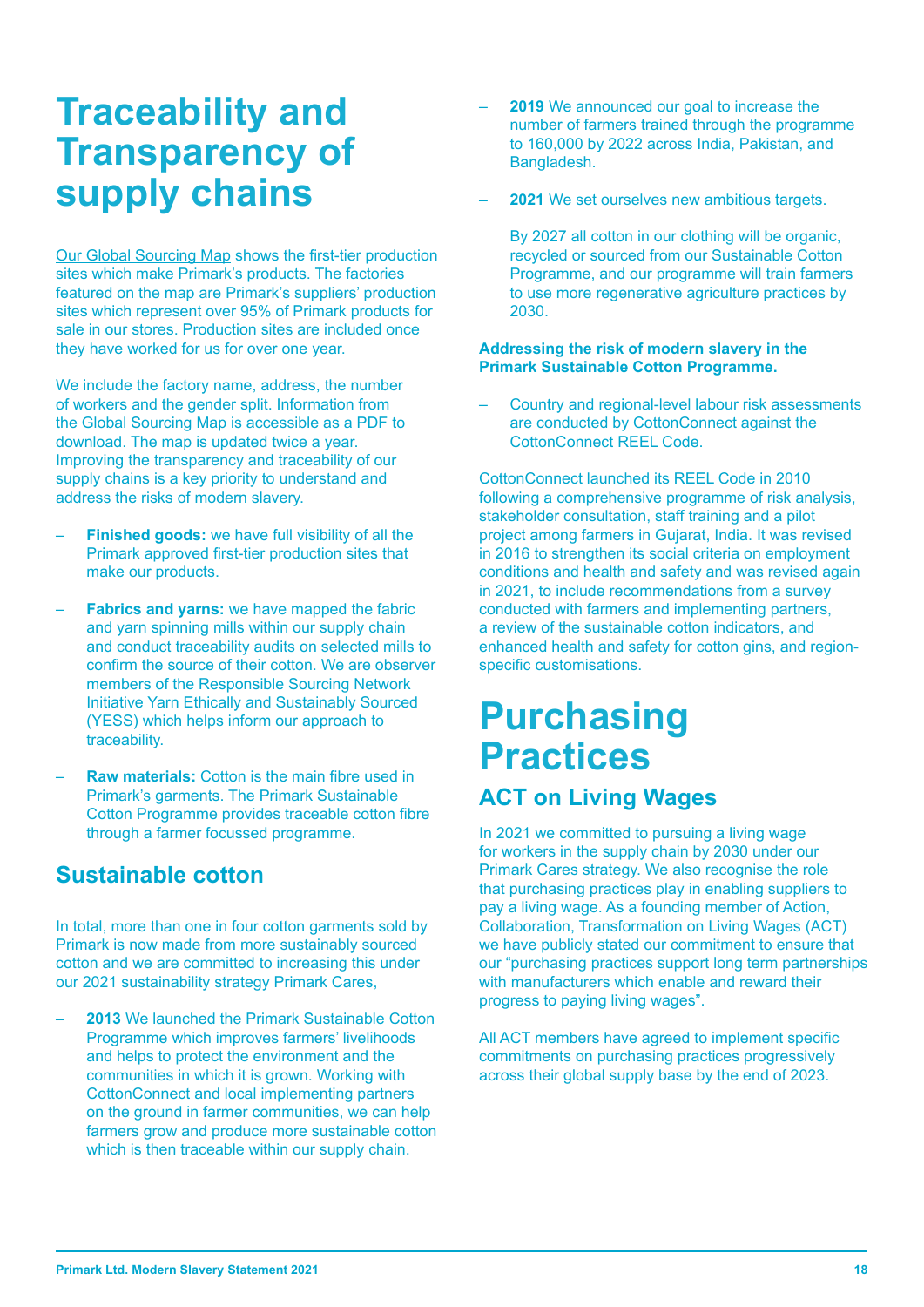# Traceability and Transparency of supply chains

Our Global Sourcing Map shows the first-tier production sites which make Primark's products. The factories featured on the map are Primark's suppliers' production sites which represent over 95% of Primark products for sale in our stores. Production sites are included once they have worked for us for over one year.

We include the factory name, address, the number of workers and the gender split. Information from the Global Sourcing Map is accessible as a PDF to download. The map is updated twice a year. Improving the transparency and traceability of our supply chains is a key priority to understand and address the risks of modern slavery.

- **Finished goods:** we have full visibility of all the Primark approved first-tier production sites that make our products.
- **Fabrics and yarns:** we have mapped the fabric and yarn spinning mills within our supply chain and conduct traceability audits on selected mills to confirm the source of their cotton. We are observer members of the Responsible Sourcing Network Initiative Yarn Ethically and Sustainably Sourced (YESS) which helps inform our approach to traceability.
- **Raw materials:** Cotton is the main fibre used in Primark's garments. The Primark Sustainable Cotton Programme provides traceable cotton fibre through a farmer focussed programme.

## Sustainable cotton

In total, more than one in four cotton garments sold by Primark is now made from more sustainably sourced cotton and we are committed to increasing this under our 2021 sustainability strategy Primark Cares,

- **2013** We launched the Primark Sustainable Cotton Programme which improves farmers' livelihoods and helps to protect the environment and the communities in which it is grown. Working with CottonConnect and local implementing partners on the ground in farmer communities, we can help farmers grow and produce more sustainable cotton which is then traceable within our supply chain.
- **2019** We announced our goal to increase the number of farmers trained through the programme to 160,000 by 2022 across India, Pakistan, and Bangladesh.
- **2021** We set ourselves new ambitious targets.

  By 2027 all cotton in our clothing will be organic, recycled or sourced from our Sustainable Cotton Programme, and our programme will train farmers to use more regenerative agriculture practices by 2030.

**Addressing the risk of modern slavery in the Primark Sustainable Cotton Programme.**

- Country and regional-level labour risk assessments are conducted by CottonConnect against the CottonConnect REEL Code.

CottonConnect launched its REEL Code in 2010 following a comprehensive programme of risk analysis, stakeholder consultation, staff training and a pilot project among farmers in Gujarat, India. It was revised in 2016 to strengthen its social criteria on employment conditions and health and safety and was revised again in 2021, to include recommendations from a survey conducted with farmers and implementing partners, a review of the sustainable cotton indicators, and enhanced health and safety for cotton gins, and region-specific customisations.

# Purchasing Practices

## ACT on Living Wages

In 2021 we committed to pursuing a living wage for workers in the supply chain by 2030 under our Primark Cares strategy. We also recognise the role that purchasing practices play in enabling suppliers to pay a living wage. As a founding member of Action, Collaboration, Transformation on Living Wages (ACT) we have publicly stated our commitment to ensure that our "purchasing practices support long term partnerships with manufacturers which enable and reward their progress to paying living wages".

All ACT members have agreed to implement specific commitments on purchasing practices progressively across their global supply base by the end of 2023.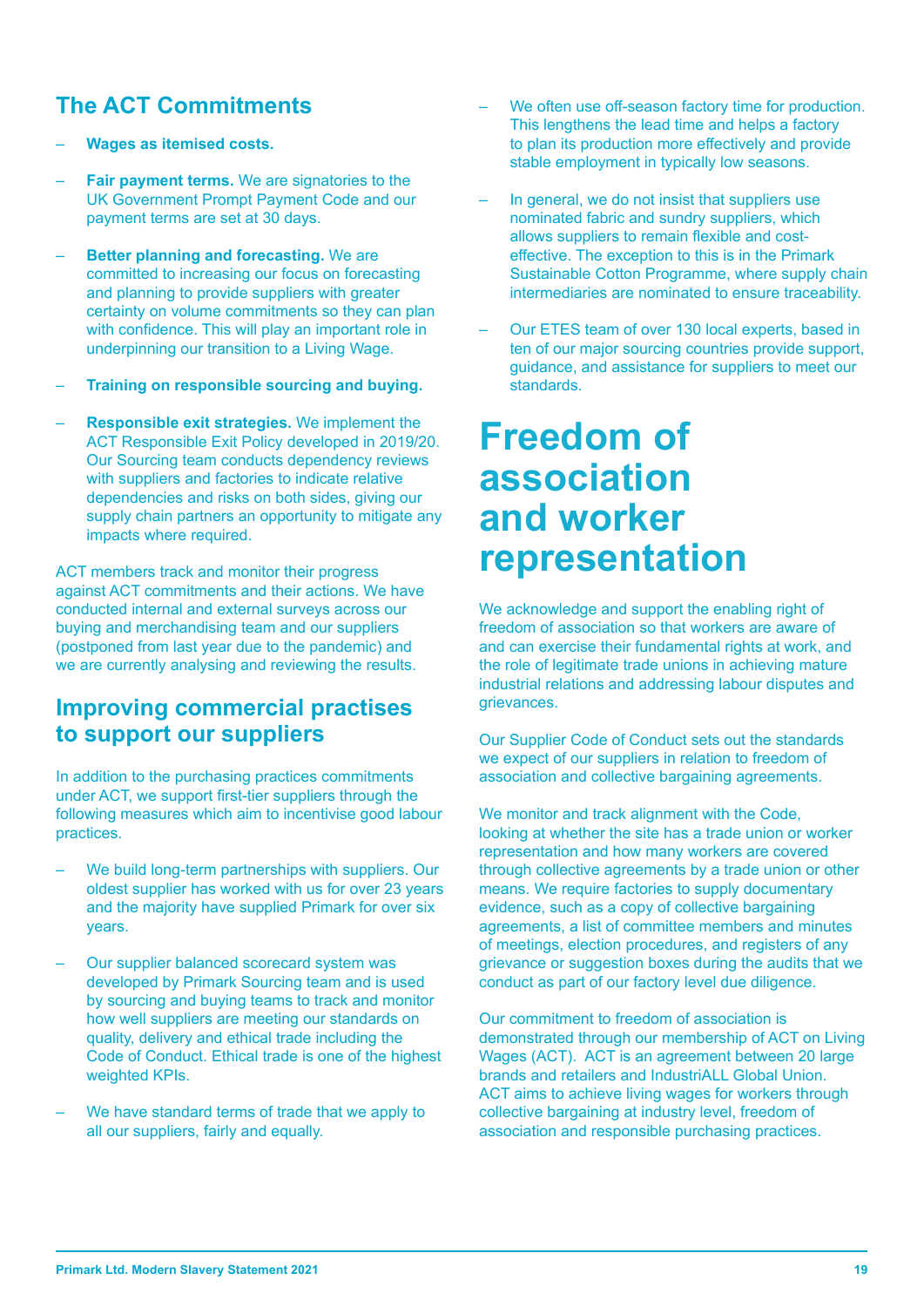## The ACT Commitments

- **Wages as itemised costs.**
- **Fair payment terms.** We are signatories to the UK Government Prompt Payment Code and our payment terms are set at 30 days.
- **Better planning and forecasting.** We are committed to increasing our focus on forecasting and planning to provide suppliers with greater certainty on volume commitments so they can plan with confidence. This will play an important role in underpinning our transition to a Living Wage.
- **Training on responsible sourcing and buying.**
- **Responsible exit strategies.** We implement the ACT Responsible Exit Policy developed in 2019/20. Our Sourcing team conducts dependency reviews with suppliers and factories to indicate relative dependencies and risks on both sides, giving our supply chain partners an opportunity to mitigate any impacts where required.

ACT members track and monitor their progress against ACT commitments and their actions. We have conducted internal and external surveys across our buying and merchandising team and our suppliers (postponed from last year due to the pandemic) and we are currently analysing and reviewing the results.

## Improving commercial practises to support our suppliers

In addition to the purchasing practices commitments under ACT, we support first-tier suppliers through the following measures which aim to incentivise good labour practices.

- We build long-term partnerships with suppliers. Our oldest supplier has worked with us for over 23 years and the majority have supplied Primark for over six years.
- Our supplier balanced scorecard system was developed by Primark Sourcing team and is used by sourcing and buying teams to track and monitor how well suppliers are meeting our standards on quality, delivery and ethical trade including the Code of Conduct. Ethical trade is one of the highest weighted KPIs.
- We have standard terms of trade that we apply to all our suppliers, fairly and equally.
- We often use off-season factory time for production. This lengthens the lead time and helps a factory to plan its production more effectively and provide stable employment in typically low seasons.
- In general, we do not insist that suppliers use nominated fabric and sundry suppliers, which allows suppliers to remain flexible and cost-effective. The exception to this is in the Primark Sustainable Cotton Programme, where supply chain intermediaries are nominated to ensure traceability.
- Our ETES team of over 130 local experts, based in ten of our major sourcing countries provide support, guidance, and assistance for suppliers to meet our standards.

# Freedom of association and worker representation

We acknowledge and support the enabling right of freedom of association so that workers are aware of and can exercise their fundamental rights at work, and the role of legitimate trade unions in achieving mature industrial relations and addressing labour disputes and grievances.

Our Supplier Code of Conduct sets out the standards we expect of our suppliers in relation to freedom of association and collective bargaining agreements.

We monitor and track alignment with the Code, looking at whether the site has a trade union or worker representation and how many workers are covered through collective agreements by a trade union or other means. We require factories to supply documentary evidence, such as a copy of collective bargaining agreements, a list of committee members and minutes of meetings, election procedures, and registers of any grievance or suggestion boxes during the audits that we conduct as part of our factory level due diligence.

Our commitment to freedom of association is demonstrated through our membership of ACT on Living Wages (ACT). ACT is an agreement between 20 large brands and retailers and IndustriALL Global Union. ACT aims to achieve living wages for workers through collective bargaining at industry level, freedom of association and responsible purchasing practices.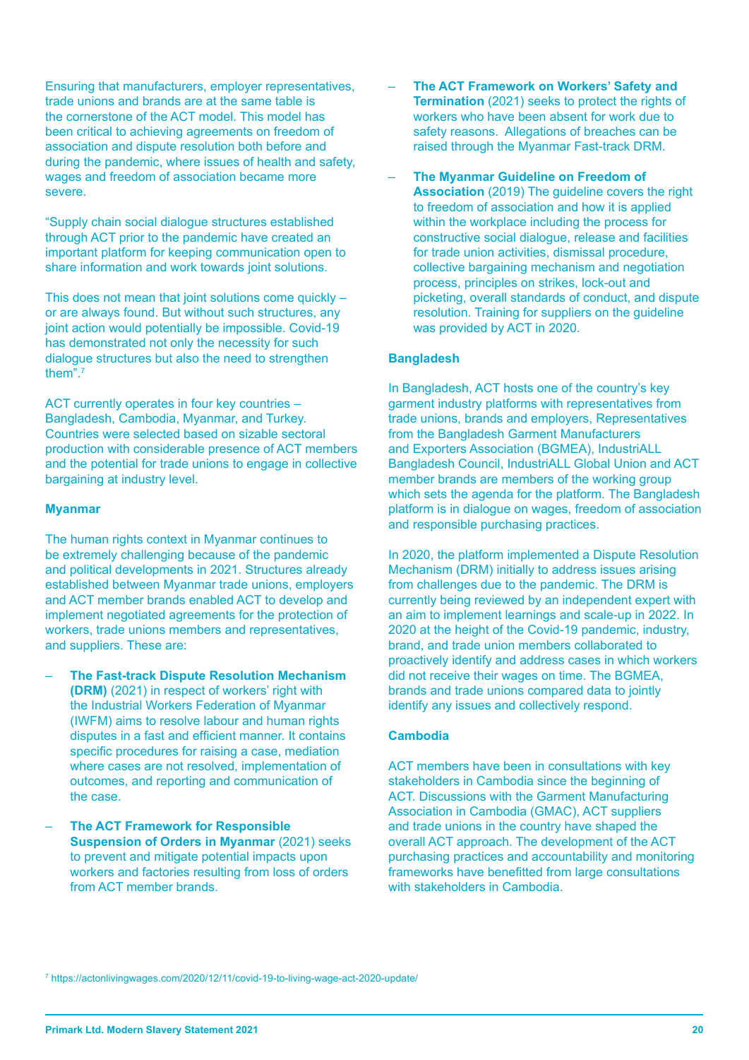Ensuring that manufacturers, employer representatives, trade unions and brands are at the same table is the cornerstone of the ACT model. This model has been critical to achieving agreements on freedom of association and dispute resolution both before and during the pandemic, where issues of health and safety, wages and freedom of association became more severe.

"Supply chain social dialogue structures established through ACT prior to the pandemic have created an important platform for keeping communication open to share information and work towards joint solutions.

This does not mean that joint solutions come quickly – or are always found. But without such structures, any joint action would potentially be impossible. Covid-19 has demonstrated not only the necessity for such dialogue structures but also the need to strengthen them".[7]

ACT currently operates in four key countries – Bangladesh, Cambodia, Myanmar, and Turkey. Countries were selected based on sizable sectoral production with considerable presence of ACT members and the potential for trade unions to engage in collective bargaining at industry level.

**Myanmar**

The human rights context in Myanmar continues to be extremely challenging because of the pandemic and political developments in 2021. Structures already established between Myanmar trade unions, employers and ACT member brands enabled ACT to develop and implement negotiated agreements for the protection of workers, trade unions members and representatives, and suppliers. These are:

- **The Fast-track Dispute Resolution Mechanism (DRM)** (2021) in respect of workers' right with the Industrial Workers Federation of Myanmar (IWFM) aims to resolve labour and human rights disputes in a fast and efficient manner. It contains specific procedures for raising a case, mediation where cases are not resolved, implementation of outcomes, and reporting and communication of the case.
- **The ACT Framework for Responsible Suspension of Orders in Myanmar** (2021) seeks to prevent and mitigate potential impacts upon workers and factories resulting from loss of orders from ACT member brands.
- **The ACT Framework on Workers' Safety and Termination** (2021) seeks to protect the rights of workers who have been absent for work due to safety reasons. Allegations of breaches can be raised through the Myanmar Fast-track DRM.
- **The Myanmar Guideline on Freedom of Association** (2019) The guideline covers the right to freedom of association and how it is applied within the workplace including the process for constructive social dialogue, release and facilities for trade union activities, dismissal procedure, collective bargaining mechanism and negotiation process, principles on strikes, lock-out and picketing, overall standards of conduct, and dispute resolution. Training for suppliers on the guideline was provided by ACT in 2020.

**Bangladesh**

In Bangladesh, ACT hosts one of the country's key garment industry platforms with representatives from trade unions, brands and employers, Representatives from the Bangladesh Garment Manufacturers and Exporters Association (BGMEA), IndustriALL Bangladesh Council, IndustriALL Global Union and ACT member brands are members of the working group which sets the agenda for the platform. The Bangladesh platform is in dialogue on wages, freedom of association and responsible purchasing practices.

In 2020, the platform implemented a Dispute Resolution Mechanism (DRM) initially to address issues arising from challenges due to the pandemic. The DRM is currently being reviewed by an independent expert with an aim to implement learnings and scale-up in 2022. In 2020 at the height of the Covid-19 pandemic, industry, brand, and trade union members collaborated to proactively identify and address cases in which workers did not receive their wages on time. The BGMEA, brands and trade unions compared data to jointly identify any issues and collectively respond.

**Cambodia**

ACT members have been in consultations with key stakeholders in Cambodia since the beginning of ACT. Discussions with the Garment Manufacturing Association in Cambodia (GMAC), ACT suppliers and trade unions in the country have shaped the overall ACT approach. The development of the ACT purchasing practices and accountability and monitoring frameworks have benefitted from large consultations with stakeholders in Cambodia.

[7] https://actonlivingwages.com/2020/12/11/covid-19-to-living-wage-act-2020-update/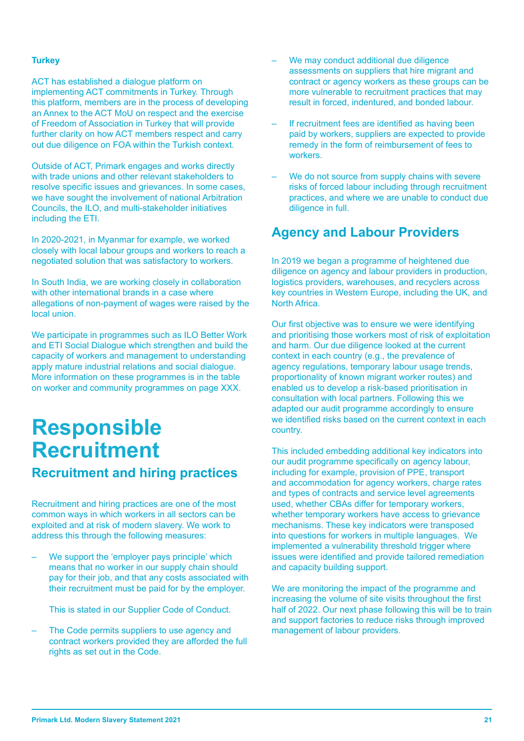**Turkey**

ACT has established a dialogue platform on implementing ACT commitments in Turkey. Through this platform, members are in the process of developing an Annex to the ACT MoU on respect and the exercise of Freedom of Association in Turkey that will provide further clarity on how ACT members respect and carry out due diligence on FOA within the Turkish context.

Outside of ACT, Primark engages and works directly with trade unions and other relevant stakeholders to resolve specific issues and grievances. In some cases, we have sought the involvement of national Arbitration Councils, the ILO, and multi-stakeholder initiatives including the ETI.

In 2020-2021, in Myanmar for example, we worked closely with local labour groups and workers to reach a negotiated solution that was satisfactory to workers.

In South India, we are working closely in collaboration with other international brands in a case where allegations of non-payment of wages were raised by the local union.

We participate in programmes such as ILO Better Work and ETI Social Dialogue which strengthen and build the capacity of workers and management to understanding apply mature industrial relations and social dialogue. More information on these programmes is in the table on worker and community programmes on page XXX.

# Responsible Recruitment

## Recruitment and hiring practices

Recruitment and hiring practices are one of the most common ways in which workers in all sectors can be exploited and at risk of modern slavery. We work to address this through the following measures:

- We support the 'employer pays principle' which means that no worker in our supply chain should pay for their job, and that any costs associated with their recruitment must be paid for by the employer.

  This is stated in our Supplier Code of Conduct.

- The Code permits suppliers to use agency and contract workers provided they are afforded the full rights as set out in the Code.

- We may conduct additional due diligence assessments on suppliers that hire migrant and contract or agency workers as these groups can be more vulnerable to recruitment practices that may result in forced, indentured, and bonded labour.

- If recruitment fees are identified as having been paid by workers, suppliers are expected to provide remedy in the form of reimbursement of fees to workers.

- We do not source from supply chains with severe risks of forced labour including through recruitment practices, and where we are unable to conduct due diligence in full.

## Agency and Labour Providers

In 2019 we began a programme of heightened due diligence on agency and labour providers in production, logistics providers, warehouses, and recyclers across key countries in Western Europe, including the UK, and North Africa.

Our first objective was to ensure we were identifying and prioritising those workers most of risk of exploitation and harm. Our due diligence looked at the current context in each country (e.g., the prevalence of agency regulations, temporary labour usage trends, proportionality of known migrant worker routes) and enabled us to develop a risk-based prioritisation in consultation with local partners. Following this we adapted our audit programme accordingly to ensure we identified risks based on the current context in each country.

This included embedding additional key indicators into our audit programme specifically on agency labour, including for example, provision of PPE, transport and accommodation for agency workers, charge rates and types of contracts and service level agreements used, whether CBAs differ for temporary workers, whether temporary workers have access to grievance mechanisms. These key indicators were transposed into questions for workers in multiple languages. We implemented a vulnerability threshold trigger where issues were identified and provide tailored remediation and capacity building support.

We are monitoring the impact of the programme and increasing the volume of site visits throughout the first half of 2022. Our next phase following this will be to train and support factories to reduce risks through improved management of labour providers.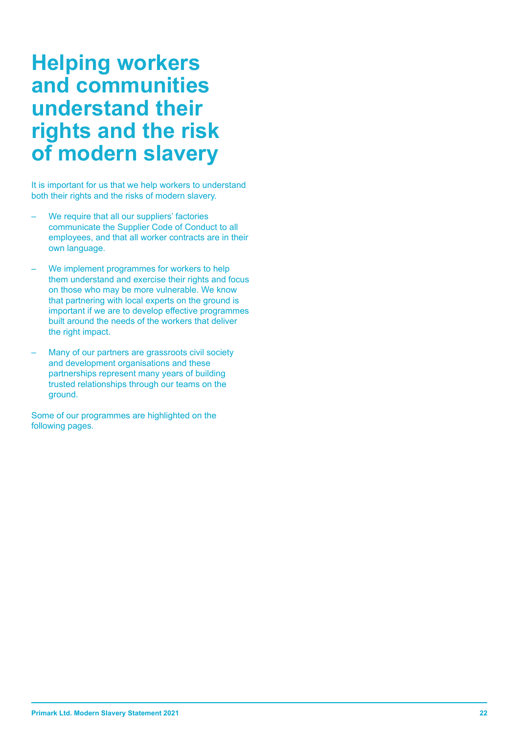# Helping workers and communities understand their rights and the risk of modern slavery

It is important for us that we help workers to understand both their rights and the risks of modern slavery.

- We require that all our suppliers' factories communicate the Supplier Code of Conduct to all employees, and that all worker contracts are in their own language.
- We implement programmes for workers to help them understand and exercise their rights and focus on those who may be more vulnerable. We know that partnering with local experts on the ground is important if we are to develop effective programmes built around the needs of the workers that deliver the right impact.
- Many of our partners are grassroots civil society and development organisations and these partnerships represent many years of building trusted relationships through our teams on the ground.

Some of our programmes are highlighted on the following pages.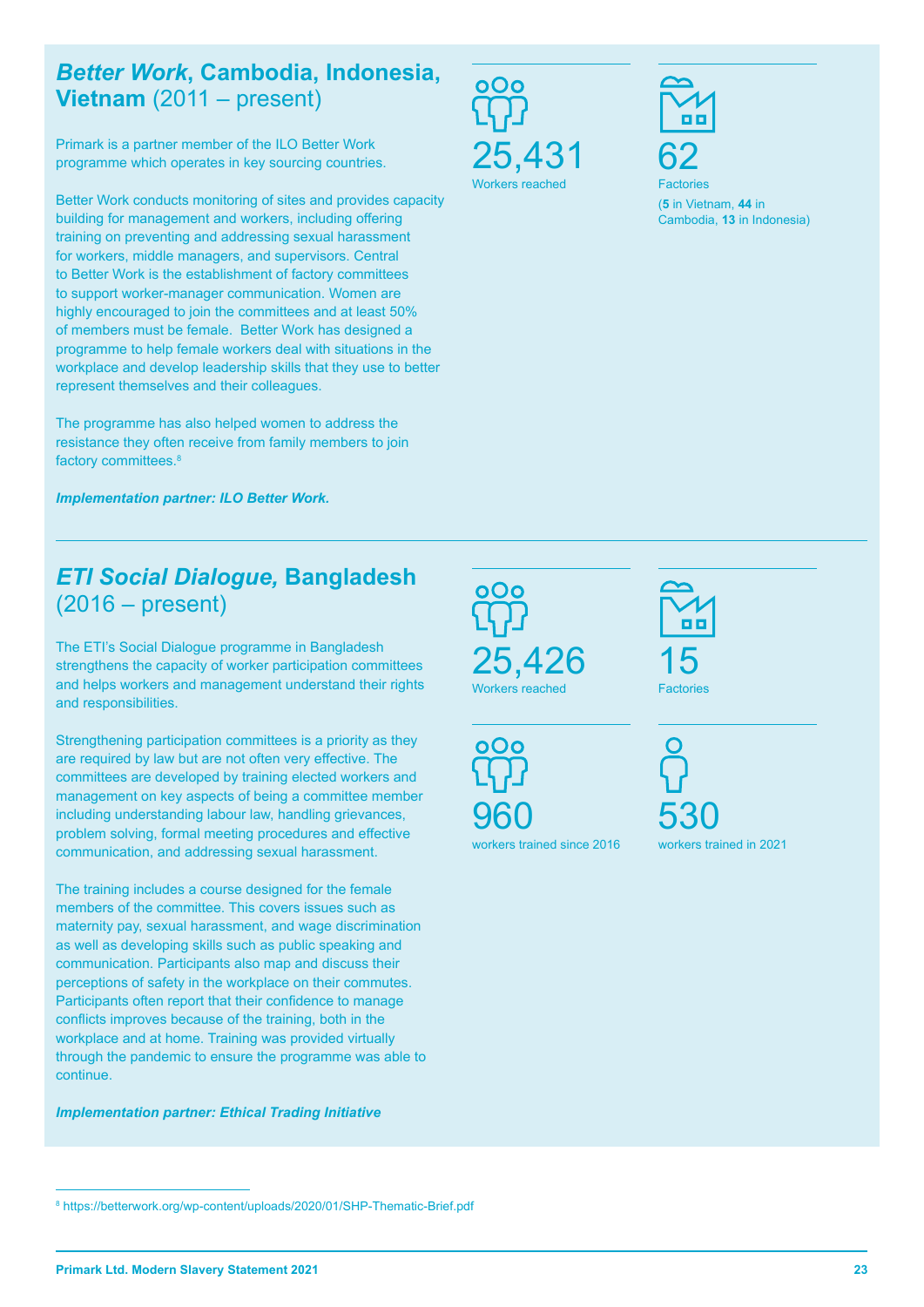## *Better Work*, Cambodia, Indonesia, Vietnam (2011 – present)

Primark is a partner member of the ILO Better Work programme which operates in key sourcing countries.

Better Work conducts monitoring of sites and provides capacity building for management and workers, including offering training on preventing and addressing sexual harassment for workers, middle managers, and supervisors. Central to Better Work is the establishment of factory committees to support worker-manager communication. Women are highly encouraged to join the committees and at least 50% of members must be female. Better Work has designed a programme to help female workers deal with situations in the workplace and develop leadership skills that they use to better represent themselves and their colleagues.

The programme has also helped women to address the resistance they often receive from family members to join factory committees.[8]

***Implementation partner: ILO Better Work.***

25,431
Workers reached

62
Factories
(**5** in Vietnam, **44** in Cambodia, **13** in Indonesia)

## *ETI Social Dialogue,* Bangladesh (2016 – present)

The ETI's Social Dialogue programme in Bangladesh strengthens the capacity of worker participation committees and helps workers and management understand their rights and responsibilities.

Strengthening participation committees is a priority as they are required by law but are not often very effective. The committees are developed by training elected workers and management on key aspects of being a committee member including understanding labour law, handling grievances, problem solving, formal meeting procedures and effective communication, and addressing sexual harassment.

The training includes a course designed for the female members of the committee. This covers issues such as maternity pay, sexual harassment, and wage discrimination as well as developing skills such as public speaking and communication. Participants also map and discuss their perceptions of safety in the workplace on their commutes. Participants often report that their confidence to manage conflicts improves because of the training, both in the workplace and at home. Training was provided virtually through the pandemic to ensure the programme was able to continue.

***Implementation partner: Ethical Trading Initiative***

25,426
Workers reached

15
Factories

960
workers trained since 2016

530
workers trained in 2021

---

[8] https://betterwork.org/wp-content/uploads/2020/01/SHP-Thematic-Brief.pdf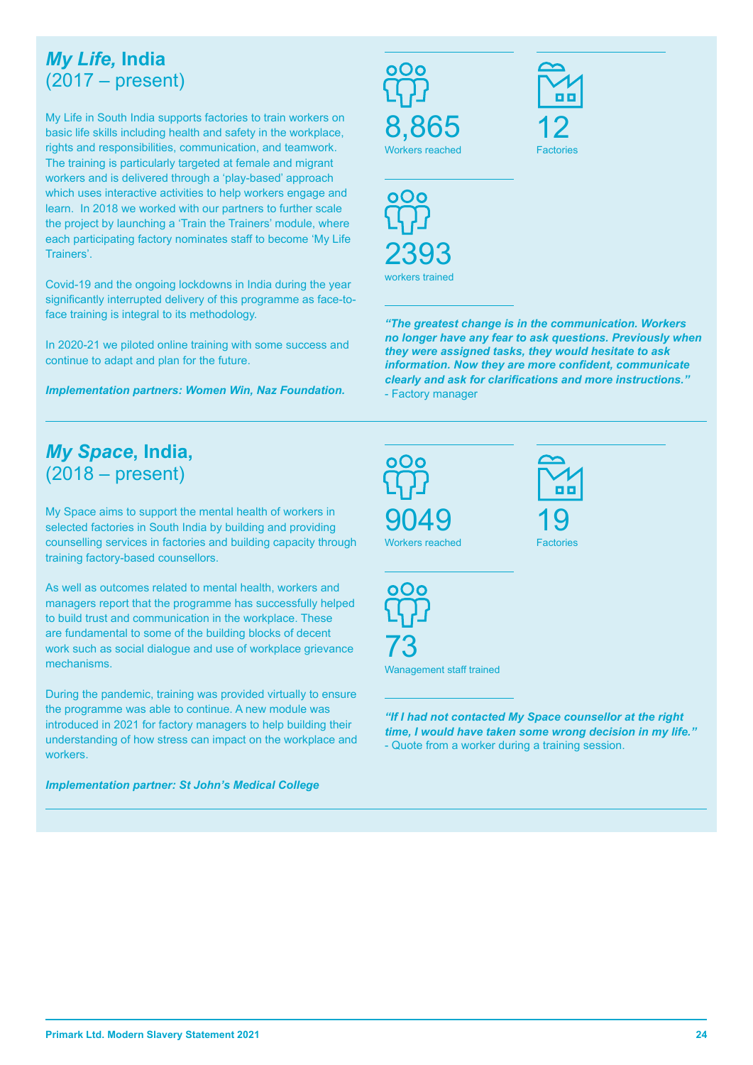## *My Life,* India (2017 – present)

My Life in South India supports factories to train workers on basic life skills including health and safety in the workplace, rights and responsibilities, communication, and teamwork. The training is particularly targeted at female and migrant workers and is delivered through a 'play-based' approach which uses interactive activities to help workers engage and learn. In 2018 we worked with our partners to further scale the project by launching a 'Train the Trainers' module, where each participating factory nominates staff to become 'My Life Trainers'.

Covid-19 and the ongoing lockdowns in India during the year significantly interrupted delivery of this programme as face-to-face training is integral to its methodology.

In 2020-21 we piloted online training with some success and continue to adapt and plan for the future.

***Implementation partners: Women Win, Naz Foundation.***

8,865
Workers reached

12
Factories

2393
workers trained

***"The greatest change is in the communication. Workers no longer have any fear to ask questions. Previously when they were assigned tasks, they would hesitate to ask information. Now they are more confident, communicate clearly and ask for clarifications and more instructions."***
- Factory manager

## *My Space*, India, (2018 – present)

My Space aims to support the mental health of workers in selected factories in South India by building and providing counselling services in factories and building capacity through training factory-based counsellors.

As well as outcomes related to mental health, workers and managers report that the programme has successfully helped to build trust and communication in the workplace. These are fundamental to some of the building blocks of decent work such as social dialogue and use of workplace grievance mechanisms.

During the pandemic, training was provided virtually to ensure the programme was able to continue. A new module was introduced in 2021 for factory managers to help building their understanding of how stress can impact on the workplace and workers.

***Implementation partner: St John's Medical College***

9049
Workers reached

19
Factories

73
Wanagement staff trained

***"If I had not contacted My Space counsellor at the right time, I would have taken some wrong decision in my life."***
- Quote from a worker during a training session.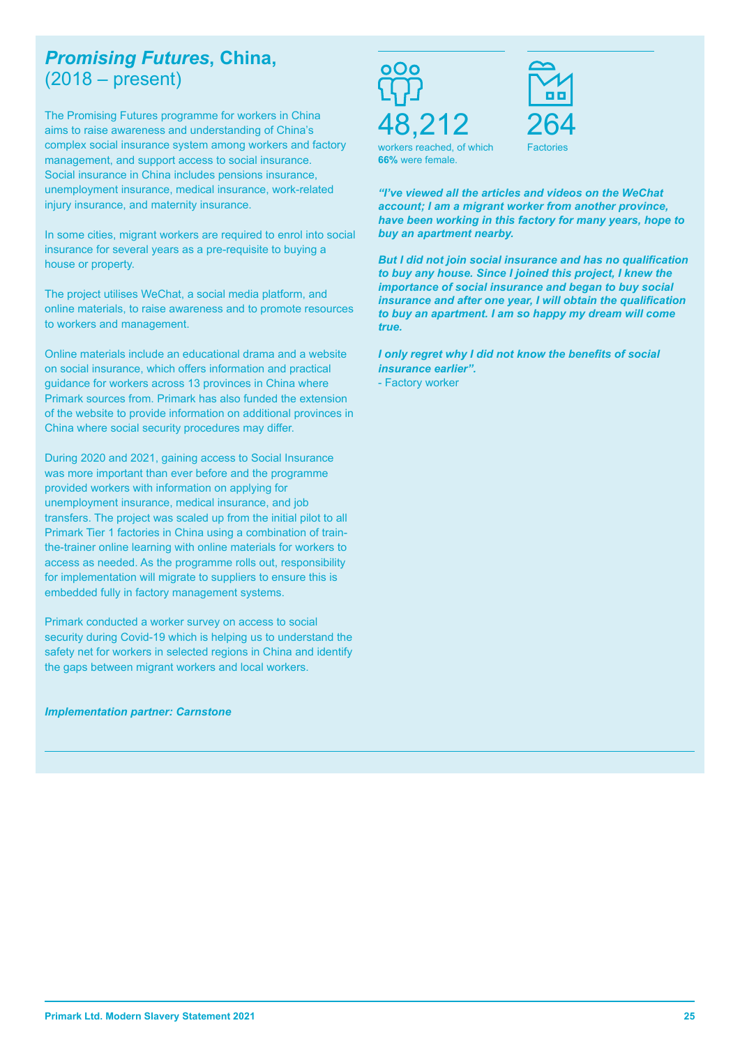## *Promising Futures*, China, (2018 – present)

The Promising Futures programme for workers in China aims to raise awareness and understanding of China's complex social insurance system among workers and factory management, and support access to social insurance. Social insurance in China includes pensions insurance, unemployment insurance, medical insurance, work-related injury insurance, and maternity insurance.

In some cities, migrant workers are required to enrol into social insurance for several years as a pre-requisite to buying a house or property.

The project utilises WeChat, a social media platform, and online materials, to raise awareness and to promote resources to workers and management.

Online materials include an educational drama and a website on social insurance, which offers information and practical guidance for workers across 13 provinces in China where Primark sources from. Primark has also funded the extension of the website to provide information on additional provinces in China where social security procedures may differ.

During 2020 and 2021, gaining access to Social Insurance was more important than ever before and the programme provided workers with information on applying for unemployment insurance, medical insurance, and job transfers. The project was scaled up from the initial pilot to all Primark Tier 1 factories in China using a combination of train-the-trainer online learning with online materials for workers to access as needed. As the programme rolls out, responsibility for implementation will migrate to suppliers to ensure this is embedded fully in factory management systems.

Primark conducted a worker survey on access to social security during Covid-19 which is helping us to understand the safety net for workers in selected regions in China and identify the gaps between migrant workers and local workers.

***Implementation partner: Carnstone***

48,212
workers reached, of which **66%** were female.

264
Factories

***"I've viewed all the articles and videos on the WeChat account; I am a migrant worker from another province, have been working in this factory for many years, hope to buy an apartment nearby.***

***But I did not join social insurance and has no qualification to buy any house. Since I joined this project, I knew the importance of social insurance and began to buy social insurance and after one year, I will obtain the qualification to buy an apartment. I am so happy my dream will come true.***

***I only regret why I did not know the benefits of social insurance earlier".***

\- Factory worker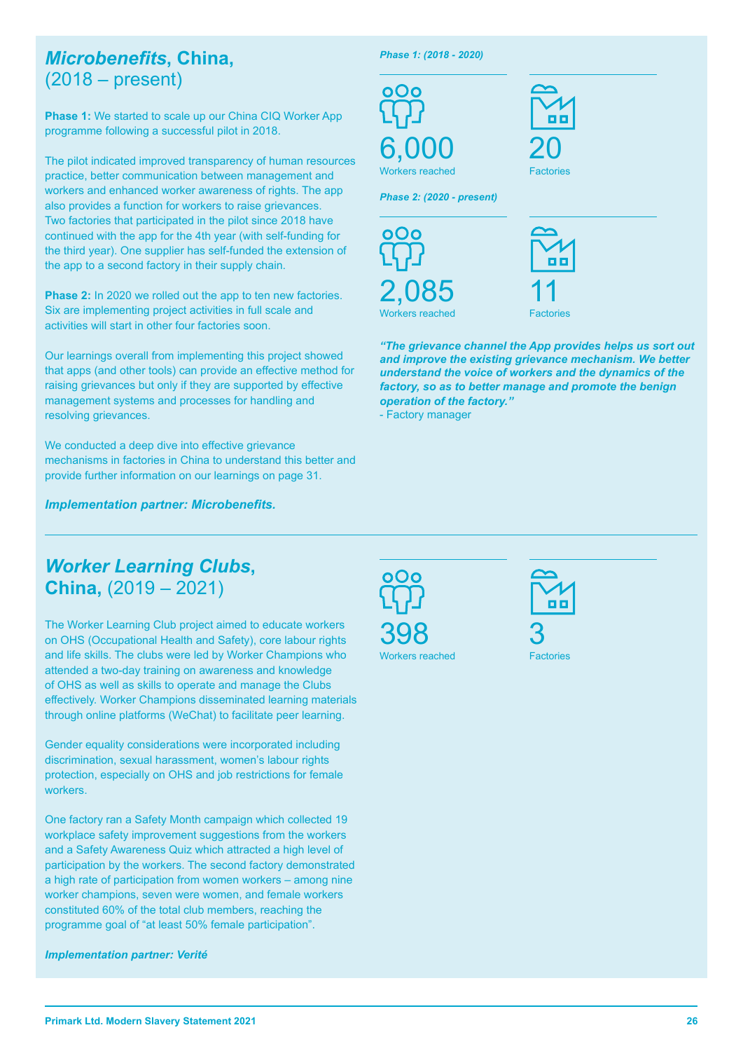## *Microbenefits*, China, (2018 – present)

**Phase 1:** We started to scale up our China CIQ Worker App programme following a successful pilot in 2018.

The pilot indicated improved transparency of human resources practice, better communication between management and workers and enhanced worker awareness of rights. The app also provides a function for workers to raise grievances. Two factories that participated in the pilot since 2018 have continued with the app for the 4th year (with self-funding for the third year). One supplier has self-funded the extension of the app to a second factory in their supply chain.

**Phase 2:** In 2020 we rolled out the app to ten new factories. Six are implementing project activities in full scale and activities will start in other four factories soon.

Our learnings overall from implementing this project showed that apps (and other tools) can provide an effective method for raising grievances but only if they are supported by effective management systems and processes for handling and resolving grievances.

We conducted a deep dive into effective grievance mechanisms in factories in China to understand this better and provide further information on our learnings on page 31.

***Implementation partner: Microbenefits.***

***Phase 1: (2018 - 2020)***

6,000
Workers reached

20
Factories

***Phase 2: (2020 - present)***

2,085
Workers reached

11
Factories

***"The grievance channel the App provides helps us sort out and improve the existing grievance mechanism. We better understand the voice of workers and the dynamics of the factory, so as to better manage and promote the benign operation of the factory."***
- Factory manager

## *Worker Learning Clubs*, China, (2019 – 2021)

The Worker Learning Club project aimed to educate workers on OHS (Occupational Health and Safety), core labour rights and life skills. The clubs were led by Worker Champions who attended a two-day training on awareness and knowledge of OHS as well as skills to operate and manage the Clubs effectively. Worker Champions disseminated learning materials through online platforms (WeChat) to facilitate peer learning.

Gender equality considerations were incorporated including discrimination, sexual harassment, women's labour rights protection, especially on OHS and job restrictions for female workers.

One factory ran a Safety Month campaign which collected 19 workplace safety improvement suggestions from the workers and a Safety Awareness Quiz which attracted a high level of participation by the workers. The second factory demonstrated a high rate of participation from women workers – among nine worker champions, seven were women, and female workers constituted 60% of the total club members, reaching the programme goal of "at least 50% female participation".

***Implementation partner: Verité***

398
Workers reached

3
Factories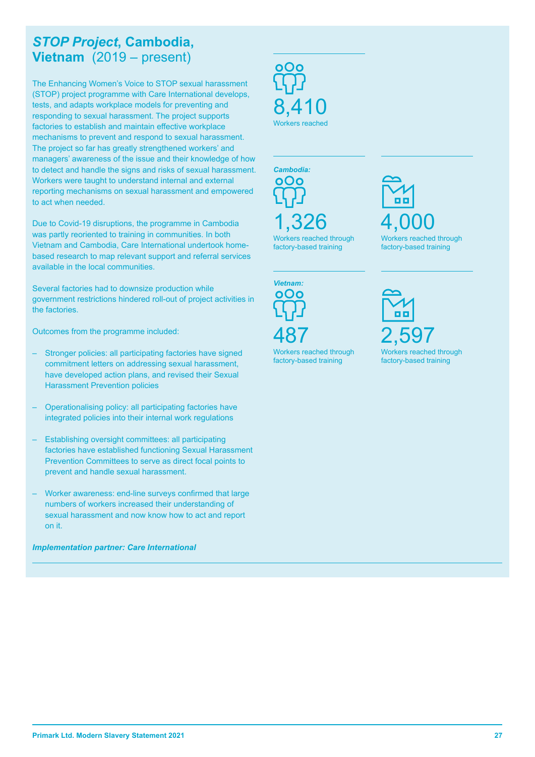## *STOP Project*, Cambodia, Vietnam (2019 – present)

The Enhancing Women's Voice to STOP sexual harassment (STOP) project programme with Care International develops, tests, and adapts workplace models for preventing and responding to sexual harassment. The project supports factories to establish and maintain effective workplace mechanisms to prevent and respond to sexual harassment. The project so far has greatly strengthened workers' and managers' awareness of the issue and their knowledge of how to detect and handle the signs and risks of sexual harassment. Workers were taught to understand internal and external reporting mechanisms on sexual harassment and empowered to act when needed.

Due to Covid-19 disruptions, the programme in Cambodia was partly reoriented to training in communities. In both Vietnam and Cambodia, Care International undertook home-based research to map relevant support and referral services available in the local communities.

Several factories had to downsize production while government restrictions hindered roll-out of project activities in the factories.

Outcomes from the programme included:

- Stronger policies: all participating factories have signed commitment letters on addressing sexual harassment, have developed action plans, and revised their Sexual Harassment Prevention policies
- Operationalising policy: all participating factories have integrated policies into their internal work regulations
- Establishing oversight committees: all participating factories have established functioning Sexual Harassment Prevention Committees to serve as direct focal points to prevent and handle sexual harassment.
- Worker awareness: end-line surveys confirmed that large numbers of workers increased their understanding of sexual harassment and now know how to act and report on it.

***Implementation partner: Care International***

**8,410**
Workers reached

***Cambodia:***

**1,326**
Workers reached through factory-based training

**4,000**
Workers reached through factory-based training

***Vietnam:***

**487**
Workers reached through factory-based training

**2,597**
Workers reached through factory-based training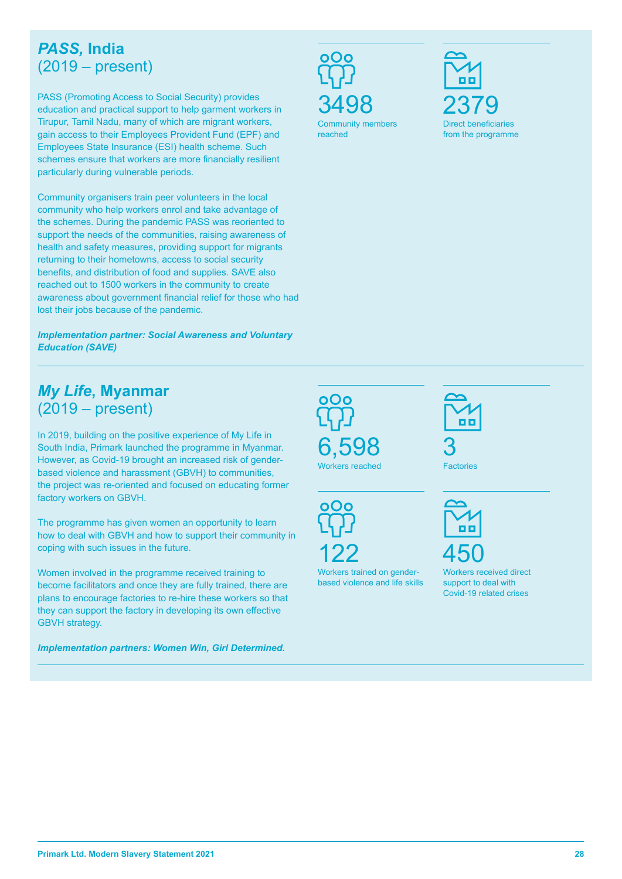## *PASS,* India
(2019 – present)

PASS (Promoting Access to Social Security) provides education and practical support to help garment workers in Tirupur, Tamil Nadu, many of which are migrant workers, gain access to their Employees Provident Fund (EPF) and Employees State Insurance (ESI) health scheme. Such schemes ensure that workers are more financially resilient particularly during vulnerable periods.

Community organisers train peer volunteers in the local community who help workers enrol and take advantage of the schemes. During the pandemic PASS was reoriented to support the needs of the communities, raising awareness of health and safety measures, providing support for migrants returning to their hometowns, access to social security benefits, and distribution of food and supplies. SAVE also reached out to 1500 workers in the community to create awareness about government financial relief for those who had lost their jobs because of the pandemic.

***Implementation partner: Social Awareness and Voluntary Education (SAVE)***

**3498**
Community members reached

**2379**
Direct beneficiaries from the programme

## *My Life*, Myanmar
(2019 – present)

In 2019, building on the positive experience of My Life in South India, Primark launched the programme in Myanmar. However, as Covid-19 brought an increased risk of gender-based violence and harassment (GBVH) to communities, the project was re-oriented and focused on educating former factory workers on GBVH.

The programme has given women an opportunity to learn how to deal with GBVH and how to support their community in coping with such issues in the future.

Women involved in the programme received training to become facilitators and once they are fully trained, there are plans to encourage factories to re-hire these workers so that they can support the factory in developing its own effective GBVH strategy.

***Implementation partners: Women Win, Girl Determined.***

**6,598**
Workers reached

**3**
Factories

**122**
Workers trained on gender-based violence and life skills

**450**
Workers received direct support to deal with Covid-19 related crises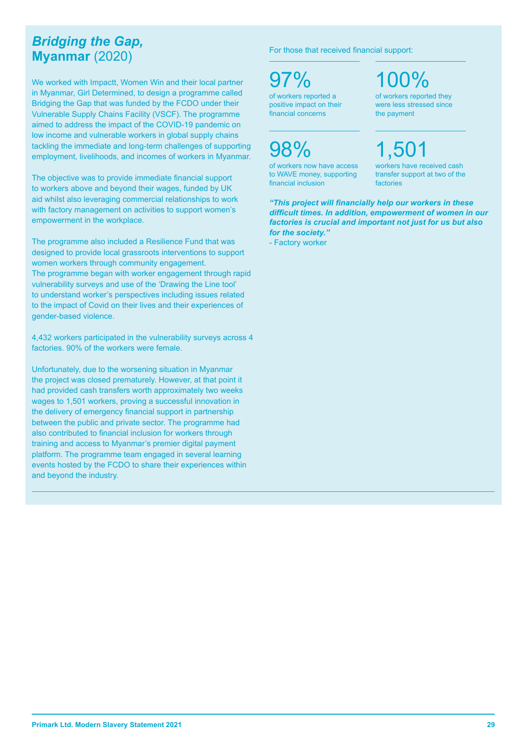## ***Bridging the Gap,*** **Myanmar** (2020)

We worked with Impactt, Women Win and their local partner in Myanmar, Girl Determined, to design a programme called Bridging the Gap that was funded by the FCDO under their Vulnerable Supply Chains Facility (VSCF). The programme aimed to address the impact of the COVID-19 pandemic on low income and vulnerable workers in global supply chains tackling the immediate and long-term challenges of supporting employment, livelihoods, and incomes of workers in Myanmar.

The objective was to provide immediate financial support to workers above and beyond their wages, funded by UK aid whilst also leveraging commercial relationships to work with factory management on activities to support women's empowerment in the workplace.

The programme also included a Resilience Fund that was designed to provide local grassroots interventions to support women workers through community engagement.
The programme began with worker engagement through rapid vulnerability surveys and use of the 'Drawing the Line tool' to understand worker's perspectives including issues related to the impact of Covid on their lives and their experiences of gender-based violence.

4,432 workers participated in the vulnerability surveys across 4 factories. 90% of the workers were female.

Unfortunately, due to the worsening situation in Myanmar the project was closed prematurely. However, at that point it had provided cash transfers worth approximately two weeks wages to 1,501 workers, proving a successful innovation in the delivery of emergency financial support in partnership between the public and private sector. The programme had also contributed to financial inclusion for workers through training and access to Myanmar's premier digital payment platform. The programme team engaged in several learning events hosted by the FCDO to share their experiences within and beyond the industry.

For those that received financial support:

**97%**
of workers reported a positive impact on their financial concerns

**100%**
of workers reported they were less stressed since the payment

**98%**
of workers now have access to WAVE money, supporting financial inclusion

**1,501**
workers have received cash transfer support at two of the factories

***"This project will financially help our workers in these difficult times. In addition, empowerment of women in our factories is crucial and important not just for us but also for the society."***
- Factory worker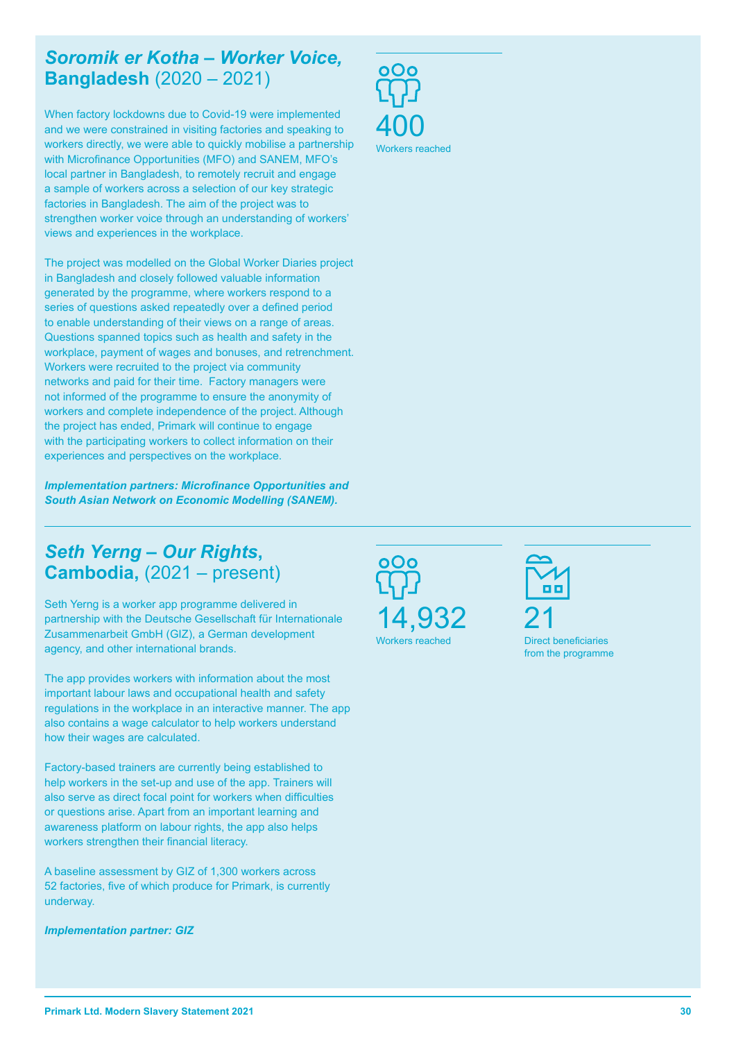## *Soromik er Kotha – Worker Voice,* **Bangladesh** (2020 – 2021)

When factory lockdowns due to Covid-19 were implemented and we were constrained in visiting factories and speaking to workers directly, we were able to quickly mobilise a partnership with Microfinance Opportunities (MFO) and SANEM, MFO's local partner in Bangladesh, to remotely recruit and engage a sample of workers across a selection of our key strategic factories in Bangladesh. The aim of the project was to strengthen worker voice through an understanding of workers' views and experiences in the workplace.

The project was modelled on the Global Worker Diaries project in Bangladesh and closely followed valuable information generated by the programme, where workers respond to a series of questions asked repeatedly over a defined period to enable understanding of their views on a range of areas. Questions spanned topics such as health and safety in the workplace, payment of wages and bonuses, and retrenchment. Workers were recruited to the project via community networks and paid for their time. Factory managers were not informed of the programme to ensure the anonymity of workers and complete independence of the project. Although the project has ended, Primark will continue to engage with the participating workers to collect information on their experiences and perspectives on the workplace.

***Implementation partners: Microfinance Opportunities and South Asian Network on Economic Modelling (SANEM).***

400
Workers reached

## *Seth Yerng – Our Rights*, **Cambodia,** (2021 – present)

Seth Yerng is a worker app programme delivered in partnership with the Deutsche Gesellschaft für Internationale Zusammenarbeit GmbH (GIZ), a German development agency, and other international brands.

The app provides workers with information about the most important labour laws and occupational health and safety regulations in the workplace in an interactive manner. The app also contains a wage calculator to help workers understand how their wages are calculated.

Factory-based trainers are currently being established to help workers in the set-up and use of the app. Trainers will also serve as direct focal point for workers when difficulties or questions arise. Apart from an important learning and awareness platform on labour rights, the app also helps workers strengthen their financial literacy.

A baseline assessment by GIZ of 1,300 workers across 52 factories, five of which produce for Primark, is currently underway.

***Implementation partner: GIZ***

14,932
Workers reached

21
Direct beneficiaries from the programme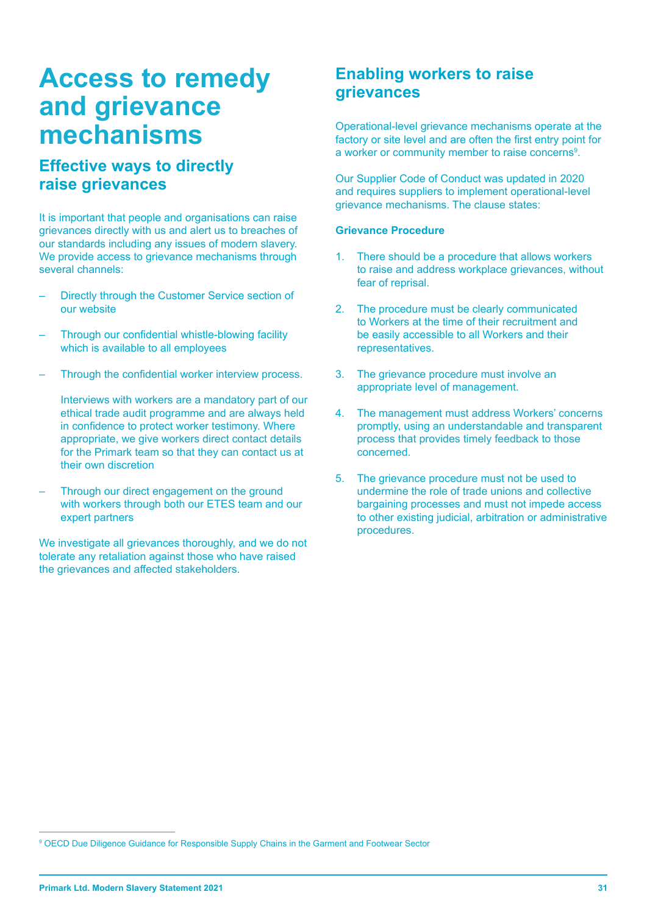# Access to remedy and grievance mechanisms

## Effective ways to directly raise grievances

It is important that people and organisations can raise grievances directly with us and alert us to breaches of our standards including any issues of modern slavery. We provide access to grievance mechanisms through several channels:

- Directly through the Customer Service section of our website
- Through our confidential whistle-blowing facility which is available to all employees
- Through the confidential worker interview process.

  Interviews with workers are a mandatory part of our ethical trade audit programme and are always held in confidence to protect worker testimony. Where appropriate, we give workers direct contact details for the Primark team so that they can contact us at their own discretion
- Through our direct engagement on the ground with workers through both our ETES team and our expert partners

We investigate all grievances thoroughly, and we do not tolerate any retaliation against those who have raised the grievances and affected stakeholders.

## Enabling workers to raise grievances

Operational-level grievance mechanisms operate at the factory or site level and are often the first entry point for a worker or community member to raise concerns[9].

Our Supplier Code of Conduct was updated in 2020 and requires suppliers to implement operational-level grievance mechanisms. The clause states:

**Grievance Procedure**

1. There should be a procedure that allows workers to raise and address workplace grievances, without fear of reprisal.
2. The procedure must be clearly communicated to Workers at the time of their recruitment and be easily accessible to all Workers and their representatives.
3. The grievance procedure must involve an appropriate level of management.
4. The management must address Workers' concerns promptly, using an understandable and transparent process that provides timely feedback to those concerned.
5. The grievance procedure must not be used to undermine the role of trade unions and collective bargaining processes and must not impede access to other existing judicial, arbitration or administrative procedures.

[9] OECD Due Diligence Guidance for Responsible Supply Chains in the Garment and Footwear Sector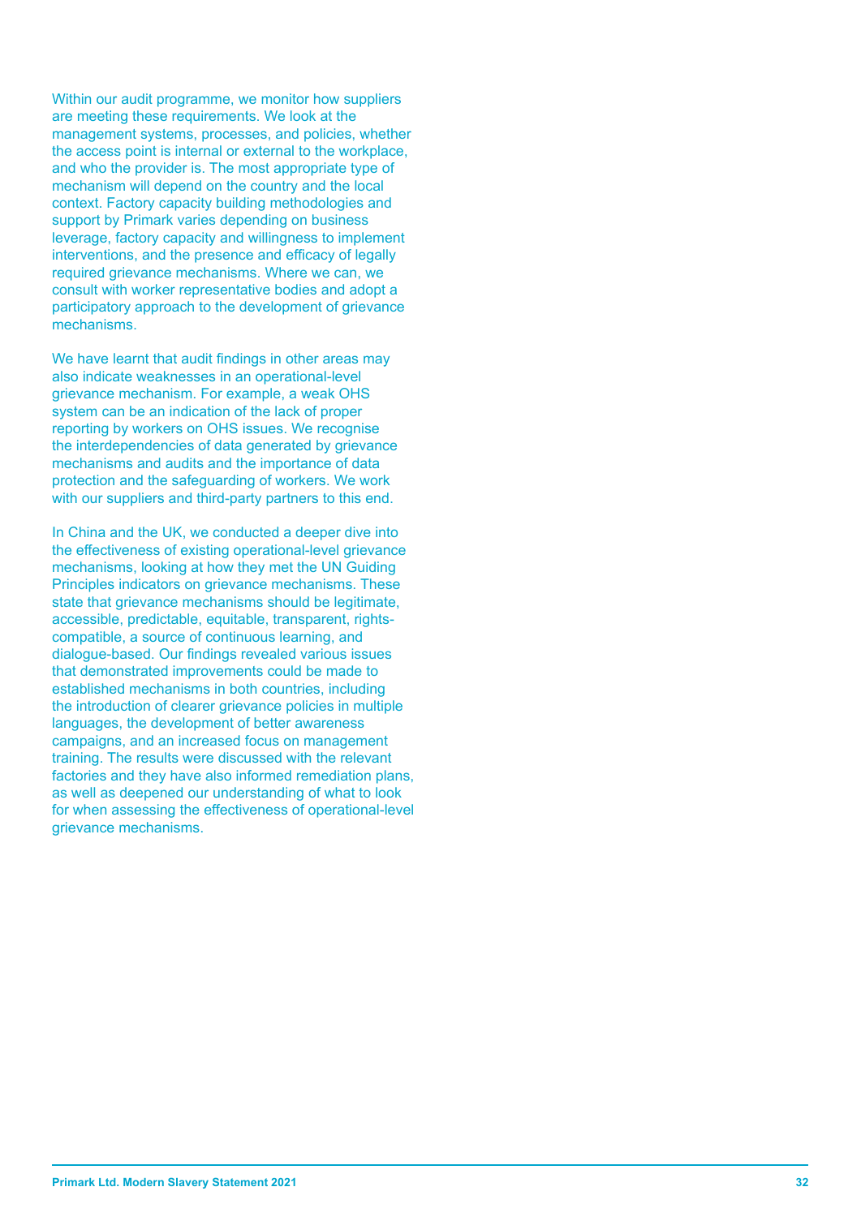Within our audit programme, we monitor how suppliers are meeting these requirements. We look at the management systems, processes, and policies, whether the access point is internal or external to the workplace, and who the provider is. The most appropriate type of mechanism will depend on the country and the local context. Factory capacity building methodologies and support by Primark varies depending on business leverage, factory capacity and willingness to implement interventions, and the presence and efficacy of legally required grievance mechanisms. Where we can, we consult with worker representative bodies and adopt a participatory approach to the development of grievance mechanisms.

We have learnt that audit findings in other areas may also indicate weaknesses in an operational-level grievance mechanism. For example, a weak OHS system can be an indication of the lack of proper reporting by workers on OHS issues. We recognise the interdependencies of data generated by grievance mechanisms and audits and the importance of data protection and the safeguarding of workers. We work with our suppliers and third-party partners to this end.

In China and the UK, we conducted a deeper dive into the effectiveness of existing operational-level grievance mechanisms, looking at how they met the UN Guiding Principles indicators on grievance mechanisms. These state that grievance mechanisms should be legitimate, accessible, predictable, equitable, transparent, rights-compatible, a source of continuous learning, and dialogue-based. Our findings revealed various issues that demonstrated improvements could be made to established mechanisms in both countries, including the introduction of clearer grievance policies in multiple languages, the development of better awareness campaigns, and an increased focus on management training. The results were discussed with the relevant factories and they have also informed remediation plans, as well as deepened our understanding of what to look for when assessing the effectiveness of operational-level grievance mechanisms.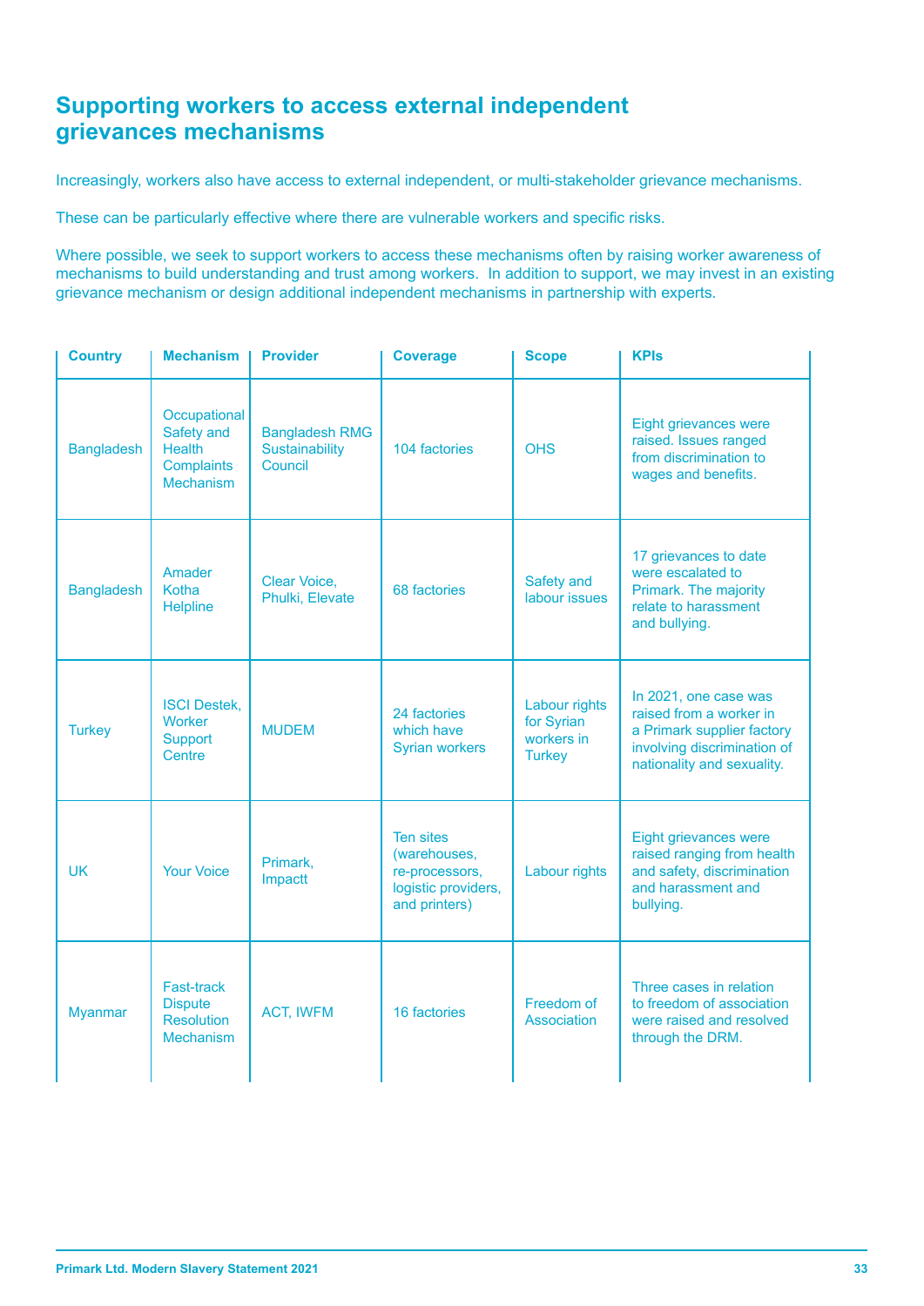## Supporting workers to access external independent grievances mechanisms

Increasingly, workers also have access to external independent, or multi-stakeholder grievance mechanisms.

These can be particularly effective where there are vulnerable workers and specific risks.

Where possible, we seek to support workers to access these mechanisms often by raising worker awareness of mechanisms to build understanding and trust among workers. In addition to support, we may invest in an existing grievance mechanism or design additional independent mechanisms in partnership with experts.

| Country | Mechanism | Provider | Coverage | Scope | KPIs |
|---|---|---|---|---|---|
| Bangladesh | Occupational Safety and Health Complaints Mechanism | Bangladesh RMG Sustainability Council | 104 factories | OHS | Eight grievances were raised. Issues ranged from discrimination to wages and benefits. |
| Bangladesh | Amader Kotha Helpline | Clear Voice, Phulki, Elevate | 68 factories | Safety and labour issues | 17 grievances to date were escalated to Primark. The majority relate to harassment and bullying. |
| Turkey | ISCI Destek, Worker Support Centre | MUDEM | 24 factories which have Syrian workers | Labour rights for Syrian workers in Turkey | In 2021, one case was raised from a worker in a Primark supplier factory involving discrimination of nationality and sexuality. |
| UK | Your Voice | Primark, Impactt | Ten sites (warehouses, re-processors, logistic providers, and printers) | Labour rights | Eight grievances were raised ranging from health and safety, discrimination and harassment and bullying. |
| Myanmar | Fast-track Dispute Resolution Mechanism | ACT, IWFM | 16 factories | Freedom of Association | Three cases in relation to freedom of association were raised and resolved through the DRM. |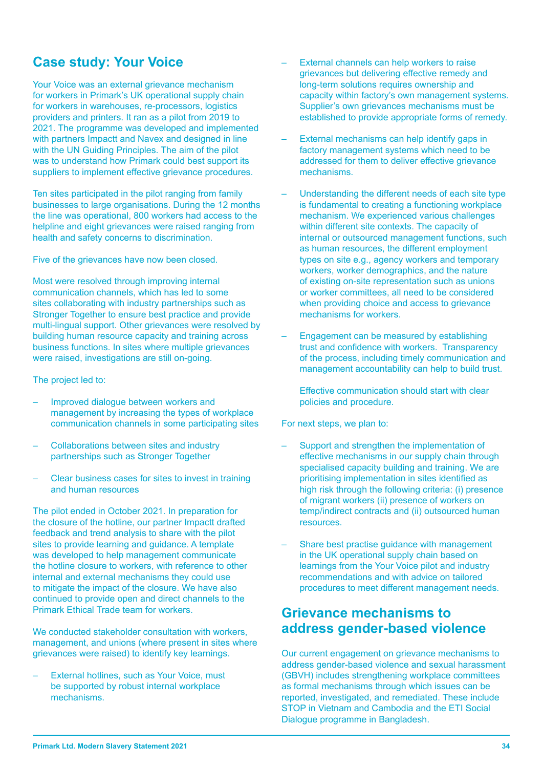## Case study: Your Voice

Your Voice was an external grievance mechanism for workers in Primark's UK operational supply chain for workers in warehouses, re-processors, logistics providers and printers. It ran as a pilot from 2019 to 2021. The programme was developed and implemented with partners Impactt and Navex and designed in line with the UN Guiding Principles. The aim of the pilot was to understand how Primark could best support its suppliers to implement effective grievance procedures.

Ten sites participated in the pilot ranging from family businesses to large organisations. During the 12 months the line was operational, 800 workers had access to the helpline and eight grievances were raised ranging from health and safety concerns to discrimination.

Five of the grievances have now been closed.

Most were resolved through improving internal communication channels, which has led to some sites collaborating with industry partnerships such as Stronger Together to ensure best practice and provide multi-lingual support. Other grievances were resolved by building human resource capacity and training across business functions. In sites where multiple grievances were raised, investigations are still on-going.

The project led to:

- Improved dialogue between workers and management by increasing the types of workplace communication channels in some participating sites
- Collaborations between sites and industry partnerships such as Stronger Together
- Clear business cases for sites to invest in training and human resources

The pilot ended in October 2021. In preparation for the closure of the hotline, our partner Impactt drafted feedback and trend analysis to share with the pilot sites to provide learning and guidance. A template was developed to help management communicate the hotline closure to workers, with reference to other internal and external mechanisms they could use to mitigate the impact of the closure. We have also continued to provide open and direct channels to the Primark Ethical Trade team for workers.

We conducted stakeholder consultation with workers, management, and unions (where present in sites where grievances were raised) to identify key learnings.

- External hotlines, such as Your Voice, must be supported by robust internal workplace mechanisms.
- External channels can help workers to raise grievances but delivering effective remedy and long-term solutions requires ownership and capacity within factory's own management systems. Supplier's own grievances mechanisms must be established to provide appropriate forms of remedy.
- External mechanisms can help identify gaps in factory management systems which need to be addressed for them to deliver effective grievance mechanisms.
- Understanding the different needs of each site type is fundamental to creating a functioning workplace mechanism. We experienced various challenges within different site contexts. The capacity of internal or outsourced management functions, such as human resources, the different employment types on site e.g., agency workers and temporary workers, worker demographics, and the nature of existing on-site representation such as unions or worker committees, all need to be considered when providing choice and access to grievance mechanisms for workers.
- Engagement can be measured by establishing trust and confidence with workers. Transparency of the process, including timely communication and management accountability can help to build trust.

  Effective communication should start with clear policies and procedure.

For next steps, we plan to:

- Support and strengthen the implementation of effective mechanisms in our supply chain through specialised capacity building and training. We are prioritising implementation in sites identified as high risk through the following criteria: (i) presence of migrant workers (ii) presence of workers on temp/indirect contracts and (ii) outsourced human resources.
- Share best practise guidance with management in the UK operational supply chain based on learnings from the Your Voice pilot and industry recommendations and with advice on tailored procedures to meet different management needs.

## Grievance mechanisms to address gender-based violence

Our current engagement on grievance mechanisms to address gender-based violence and sexual harassment (GBVH) includes strengthening workplace committees as formal mechanisms through which issues can be reported, investigated, and remediated. These include STOP in Vietnam and Cambodia and the ETI Social Dialogue programme in Bangladesh.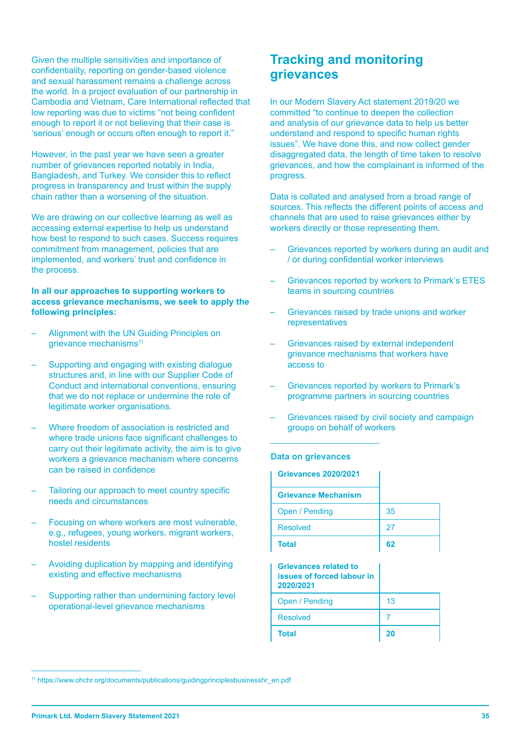Given the multiple sensitivities and importance of confidentiality, reporting on gender-based violence and sexual harassment remains a challenge across the world. In a project evaluation of our partnership in Cambodia and Vietnam, Care International reflected that low reporting was due to victims "not being confident enough to report it or not believing that their case is 'serious' enough or occurs often enough to report it."

However, in the past year we have seen a greater number of grievances reported notably in India, Bangladesh, and Turkey. We consider this to reflect progress in transparency and trust within the supply chain rather than a worsening of the situation.

We are drawing on our collective learning as well as accessing external expertise to help us understand how best to respond to such cases. Success requires commitment from management, policies that are implemented, and workers' trust and confidence in the process.

**In all our approaches to supporting workers to access grievance mechanisms, we seek to apply the following principles:**

- Alignment with the UN Guiding Principles on grievance mechanisms[11]
- Supporting and engaging with existing dialogue structures and, in line with our Supplier Code of Conduct and international conventions, ensuring that we do not replace or undermine the role of legitimate worker organisations.
- Where freedom of association is restricted and where trade unions face significant challenges to carry out their legitimate activity, the aim is to give workers a grievance mechanism where concerns can be raised in confidence
- Tailoring our approach to meet country specific needs and circumstances
- Focusing on where workers are most vulnerable, e.g., refugees, young workers, migrant workers, hostel residents
- Avoiding duplication by mapping and identifying existing and effective mechanisms
- Supporting rather than undermining factory level operational-level grievance mechanisms

## Tracking and monitoring grievances

In our Modern Slavery Act statement 2019/20 we committed "to continue to deepen the collection and analysis of our grievance data to help us better understand and respond to specific human rights issues". We have done this, and now collect gender disaggregated data, the length of time taken to resolve grievances, and how the complainant is informed of the progress.

Data is collated and analysed from a broad range of sources. This reflects the different points of access and channels that are used to raise grievances either by workers directly or those representing them.

- Grievances reported by workers during an audit and / or during confidential worker interviews
- Grievances reported by workers to Primark's ETES teams in sourcing countries
- Grievances raised by trade unions and worker representatives
- Grievances raised by external independent grievance mechanisms that workers have access to
- Grievances reported by workers to Primark's programme partners in sourcing countries
- Grievances raised by civil society and campaign groups on behalf of workers

### Data on grievances

| Grievances 2020/2021 | |
|---|---|
| **Grievance Mechanism** | |
| Open / Pending | 35 |
| Resolved | 27 |
| **Total** | **62** |

| Grievances related to issues of forced labour in 2020/2021 | |
|---|---|
| Open / Pending | 13 |
| Resolved | 7 |
| **Total** | **20** |

[11] https://www.ohchr.org/documents/publications/guidingprinciplesbusinesshr_en.pdf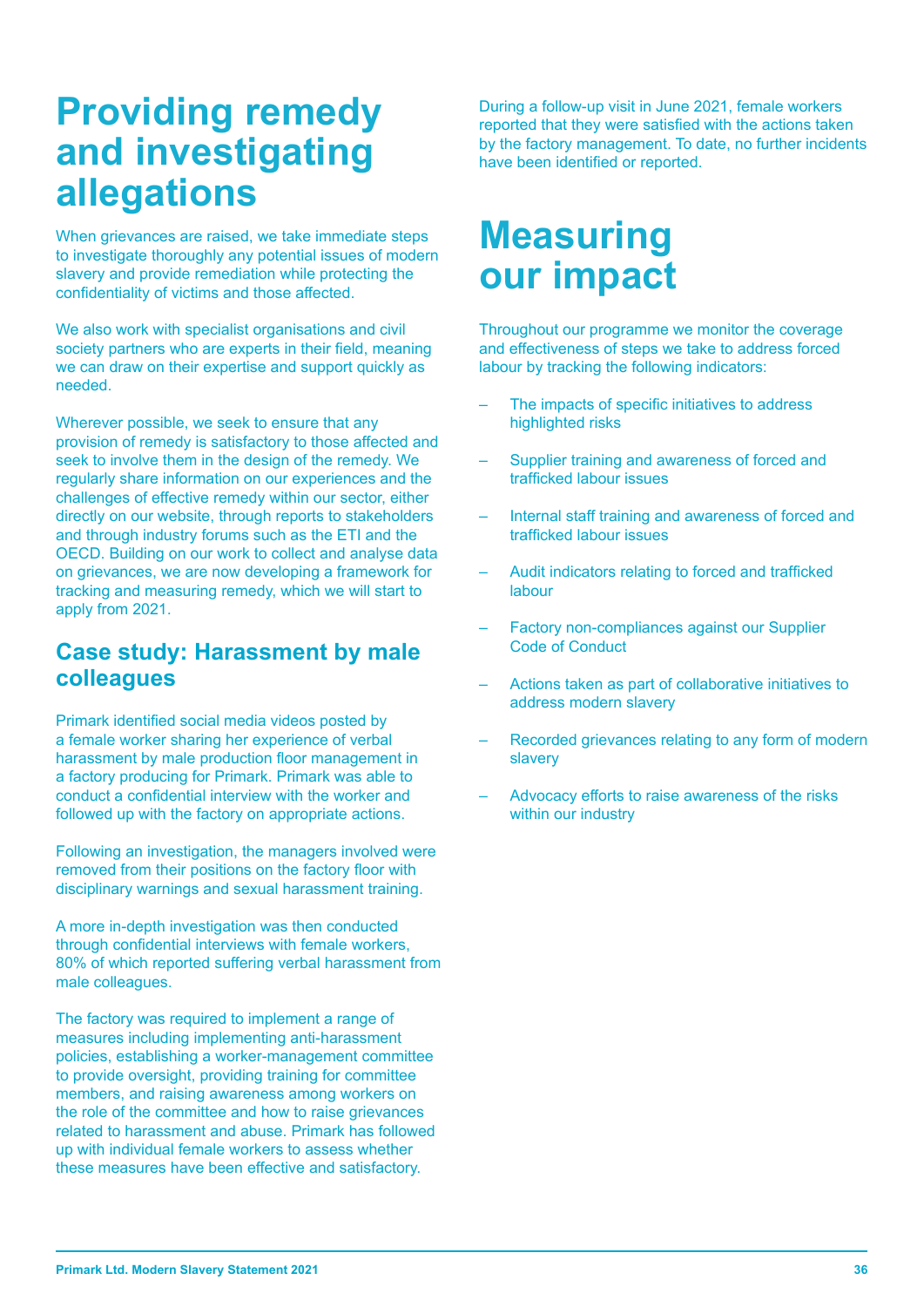# Providing remedy and investigating allegations

When grievances are raised, we take immediate steps to investigate thoroughly any potential issues of modern slavery and provide remediation while protecting the confidentiality of victims and those affected.

We also work with specialist organisations and civil society partners who are experts in their field, meaning we can draw on their expertise and support quickly as needed.

Wherever possible, we seek to ensure that any provision of remedy is satisfactory to those affected and seek to involve them in the design of the remedy. We regularly share information on our experiences and the challenges of effective remedy within our sector, either directly on our website, through reports to stakeholders and through industry forums such as the ETI and the OECD. Building on our work to collect and analyse data on grievances, we are now developing a framework for tracking and measuring remedy, which we will start to apply from 2021.

## Case study: Harassment by male colleagues

Primark identified social media videos posted by a female worker sharing her experience of verbal harassment by male production floor management in a factory producing for Primark. Primark was able to conduct a confidential interview with the worker and followed up with the factory on appropriate actions.

Following an investigation, the managers involved were removed from their positions on the factory floor with disciplinary warnings and sexual harassment training.

A more in-depth investigation was then conducted through confidential interviews with female workers, 80% of which reported suffering verbal harassment from male colleagues.

The factory was required to implement a range of measures including implementing anti-harassment policies, establishing a worker-management committee to provide oversight, providing training for committee members, and raising awareness among workers on the role of the committee and how to raise grievances related to harassment and abuse. Primark has followed up with individual female workers to assess whether these measures have been effective and satisfactory.

During a follow-up visit in June 2021, female workers reported that they were satisfied with the actions taken by the factory management. To date, no further incidents have been identified or reported.

# Measuring our impact

Throughout our programme we monitor the coverage and effectiveness of steps we take to address forced labour by tracking the following indicators:

- The impacts of specific initiatives to address highlighted risks
- Supplier training and awareness of forced and trafficked labour issues
- Internal staff training and awareness of forced and trafficked labour issues
- Audit indicators relating to forced and trafficked labour
- Factory non-compliances against our Supplier Code of Conduct
- Actions taken as part of collaborative initiatives to address modern slavery
- Recorded grievances relating to any form of modern slavery
- Advocacy efforts to raise awareness of the risks within our industry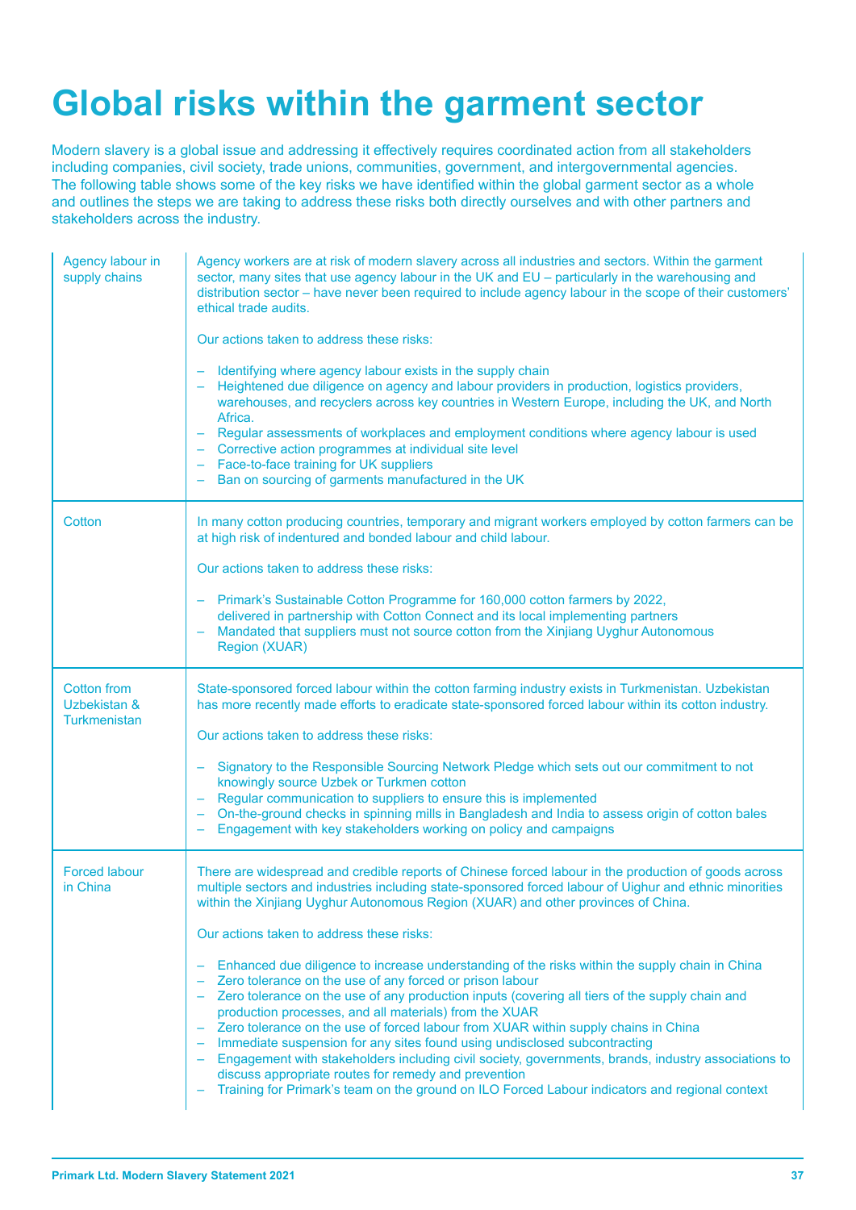# Global risks within the garment sector

Modern slavery is a global issue and addressing it effectively requires coordinated action from all stakeholders including companies, civil society, trade unions, communities, government, and intergovernmental agencies. The following table shows some of the key risks we have identified within the global garment sector as a whole and outlines the steps we are taking to address these risks both directly ourselves and with other partners and stakeholders across the industry.

| Risk | Description and actions |
|---|---|
| Agency labour in supply chains | Agency workers are at risk of modern slavery across all industries and sectors. Within the garment sector, many sites that use agency labour in the UK and EU – particularly in the warehousing and distribution sector – have never been required to include agency labour in the scope of their customers' ethical trade audits.<br><br>Our actions taken to address these risks:<br><br>– Identifying where agency labour exists in the supply chain<br>– Heightened due diligence on agency and labour providers in production, logistics providers, warehouses, and recyclers across key countries in Western Europe, including the UK, and North Africa.<br>– Regular assessments of workplaces and employment conditions where agency labour is used<br>– Corrective action programmes at individual site level<br>– Face-to-face training for UK suppliers<br>– Ban on sourcing of garments manufactured in the UK |
| Cotton | In many cotton producing countries, temporary and migrant workers employed by cotton farmers can be at high risk of indentured and bonded labour and child labour.<br><br>Our actions taken to address these risks:<br><br>– Primark's Sustainable Cotton Programme for 160,000 cotton farmers by 2022, delivered in partnership with Cotton Connect and its local implementing partners<br>– Mandated that suppliers must not source cotton from the Xinjiang Uyghur Autonomous Region (XUAR) |
| Cotton from Uzbekistan & Turkmenistan | State-sponsored forced labour within the cotton farming industry exists in Turkmenistan. Uzbekistan has more recently made efforts to eradicate state-sponsored forced labour within its cotton industry.<br><br>Our actions taken to address these risks:<br><br>– Signatory to the Responsible Sourcing Network Pledge which sets out our commitment to not knowingly source Uzbek or Turkmen cotton<br>– Regular communication to suppliers to ensure this is implemented<br>– On-the-ground checks in spinning mills in Bangladesh and India to assess origin of cotton bales<br>– Engagement with key stakeholders working on policy and campaigns |
| Forced labour in China | There are widespread and credible reports of Chinese forced labour in the production of goods across multiple sectors and industries including state-sponsored forced labour of Uighur and ethnic minorities within the Xinjiang Uyghur Autonomous Region (XUAR) and other provinces of China.<br><br>Our actions taken to address these risks:<br><br>– Enhanced due diligence to increase understanding of the risks within the supply chain in China<br>– Zero tolerance on the use of any forced or prison labour<br>– Zero tolerance on the use of any production inputs (covering all tiers of the supply chain and production processes, and all materials) from the XUAR<br>– Zero tolerance on the use of forced labour from XUAR within supply chains in China<br>– Immediate suspension for any sites found using undisclosed subcontracting<br>– Engagement with stakeholders including civil society, governments, brands, industry associations to discuss appropriate routes for remedy and prevention<br>– Training for Primark's team on the ground on ILO Forced Labour indicators and regional context |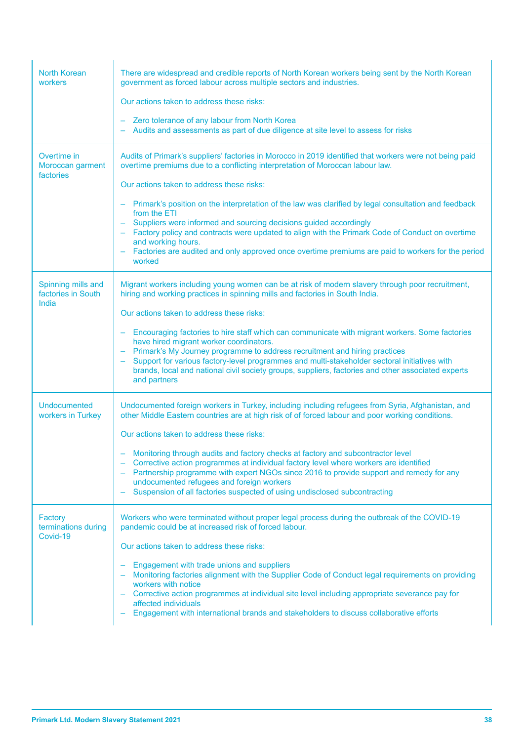| | |
|---|---|
| North Korean workers | There are widespread and credible reports of North Korean workers being sent by the North Korean government as forced labour across multiple sectors and industries.<br><br>Our actions taken to address these risks:<br><br>– Zero tolerance of any labour from North Korea<br>– Audits and assessments as part of due diligence at site level to assess for risks |
| Overtime in Moroccan garment factories | Audits of Primark's suppliers' factories in Morocco in 2019 identified that workers were not being paid overtime premiums due to a conflicting interpretation of Moroccan labour law.<br><br>Our actions taken to address these risks:<br><br>– Primark's position on the interpretation of the law was clarified by legal consultation and feedback from the ETI<br>– Suppliers were informed and sourcing decisions guided accordingly<br>– Factory policy and contracts were updated to align with the Primark Code of Conduct on overtime and working hours.<br>– Factories are audited and only approved once overtime premiums are paid to workers for the period worked |
| Spinning mills and factories in South India | Migrant workers including young women can be at risk of modern slavery through poor recruitment, hiring and working practices in spinning mills and factories in South India.<br><br>Our actions taken to address these risks:<br><br>– Encouraging factories to hire staff which can communicate with migrant workers. Some factories have hired migrant worker coordinators.<br>– Primark's My Journey programme to address recruitment and hiring practices<br>– Support for various factory-level programmes and multi-stakeholder sectoral initiatives with brands, local and national civil society groups, suppliers, factories and other associated experts and partners |
| Undocumented workers in Turkey | Undocumented foreign workers in Turkey, including including refugees from Syria, Afghanistan, and other Middle Eastern countries are at high risk of of forced labour and poor working conditions.<br><br>Our actions taken to address these risks:<br><br>– Monitoring through audits and factory checks at factory and subcontractor level<br>– Corrective action programmes at individual factory level where workers are identified<br>– Partnership programme with expert NGOs since 2016 to provide support and remedy for any undocumented refugees and foreign workers<br>– Suspension of all factories suspected of using undisclosed subcontracting |
| Factory terminations during Covid-19 | Workers who were terminated without proper legal process during the outbreak of the COVID-19 pandemic could be at increased risk of forced labour.<br><br>Our actions taken to address these risks:<br><br>– Engagement with trade unions and suppliers<br>– Monitoring factories alignment with the Supplier Code of Conduct legal requirements on providing workers with notice<br>– Corrective action programmes at individual site level including appropriate severance pay for affected individuals<br>– Engagement with international brands and stakeholders to discuss collaborative efforts |